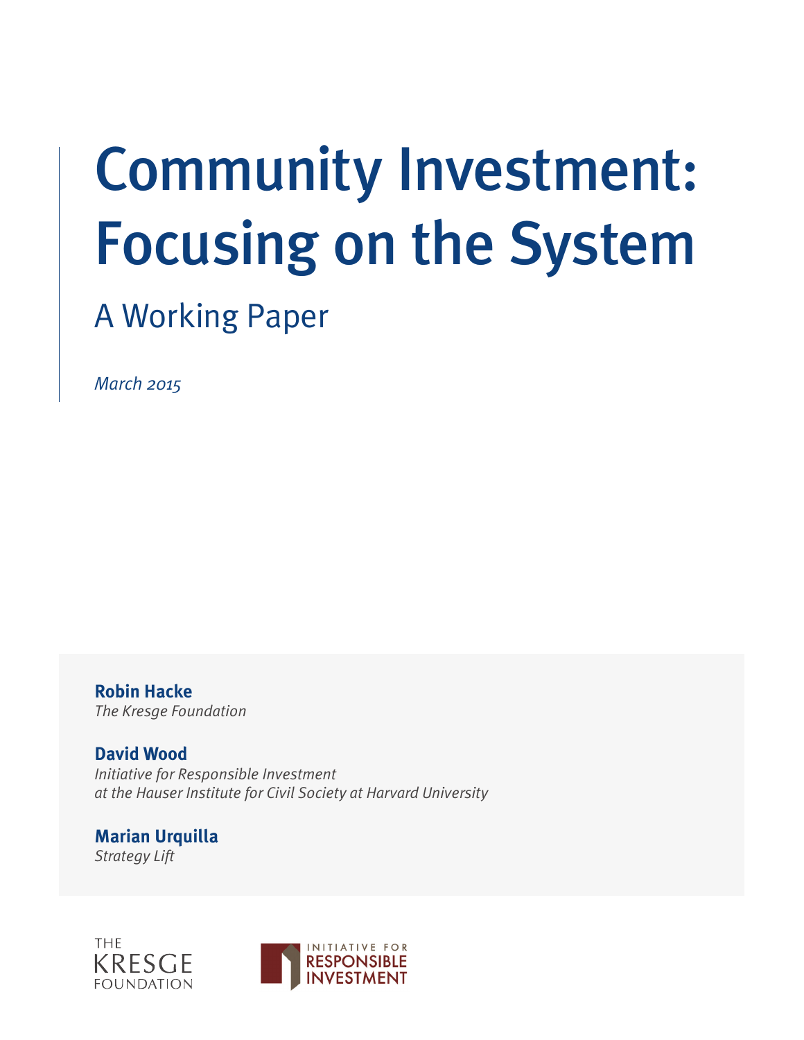# Community Investment: Focusing on the System

## A Working Paper

*March 2015*

**Robin Hacke**
*The Kresge Foundation*

**David Wood**
*Initiative for Responsible Investment at the Hauser Institute for Civil Society at Harvard University*

**Marian Urquilla**
*Strategy Lift*

THE KRESGE FOUNDATION

INITIATIVE FOR RESPONSIBLE INVESTMENT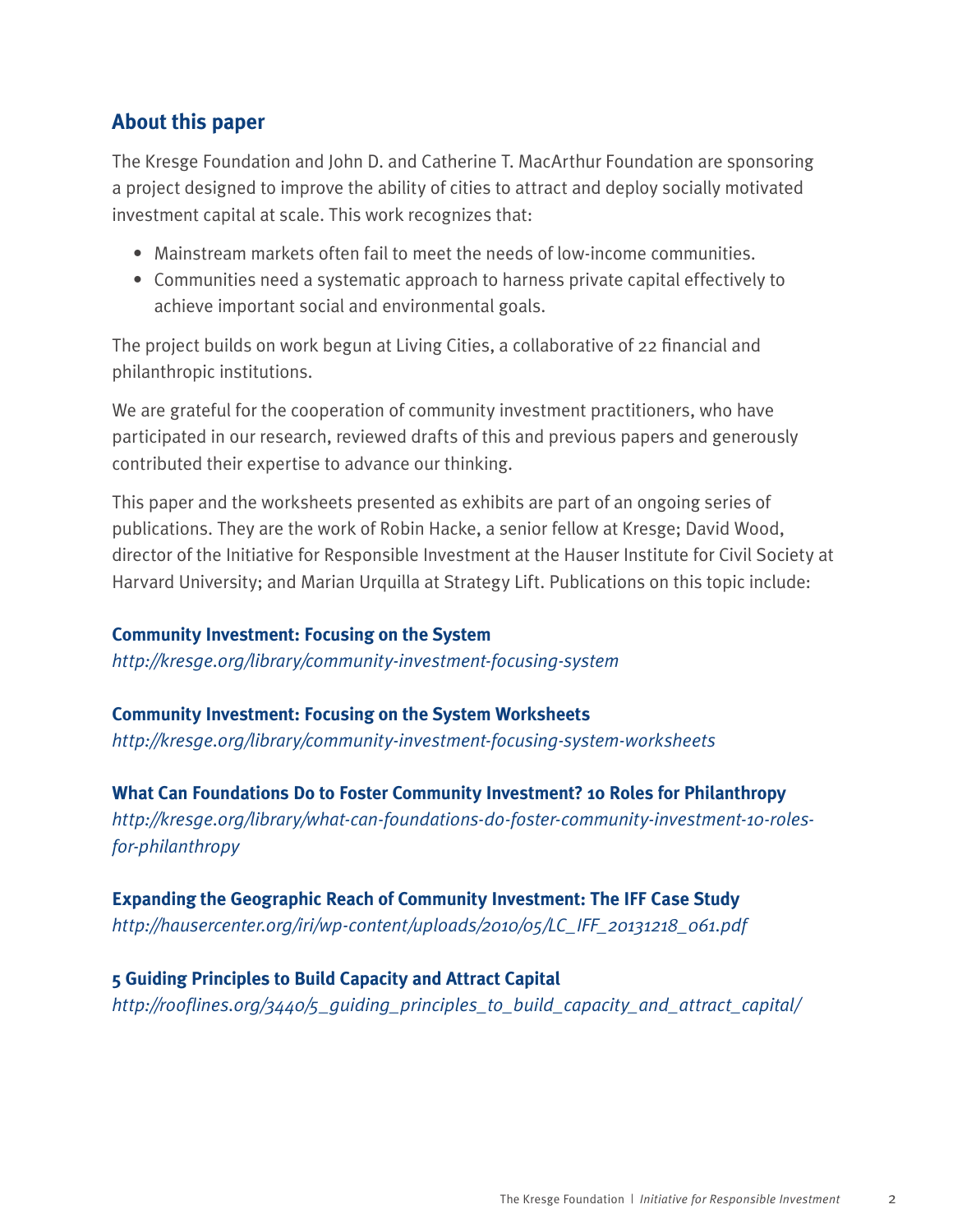## About this paper

The Kresge Foundation and John D. and Catherine T. MacArthur Foundation are sponsoring a project designed to improve the ability of cities to attract and deploy socially motivated investment capital at scale. This work recognizes that:

- Mainstream markets often fail to meet the needs of low-income communities.
- Communities need a systematic approach to harness private capital effectively to achieve important social and environmental goals.

The project builds on work begun at Living Cities, a collaborative of 22 financial and philanthropic institutions.

We are grateful for the cooperation of community investment practitioners, who have participated in our research, reviewed drafts of this and previous papers and generously contributed their expertise to advance our thinking.

This paper and the worksheets presented as exhibits are part of an ongoing series of publications. They are the work of Robin Hacke, a senior fellow at Kresge; David Wood, director of the Initiative for Responsible Investment at the Hauser Institute for Civil Society at Harvard University; and Marian Urquilla at Strategy Lift. Publications on this topic include:

**Community Investment: Focusing on the System**
*http://kresge.org/library/community-investment-focusing-system*

**Community Investment: Focusing on the System Worksheets**
*http://kresge.org/library/community-investment-focusing-system-worksheets*

**What Can Foundations Do to Foster Community Investment? 10 Roles for Philanthropy**
*http://kresge.org/library/what-can-foundations-do-foster-community-investment-10-roles-for-philanthropy*

**Expanding the Geographic Reach of Community Investment: The IFF Case Study**
*http://hausercenter.org/iri/wp-content/uploads/2010/05/LC_IFF_20131218_061.pdf*

**5 Guiding Principles to Build Capacity and Attract Capital**
*http://rooflines.org/3440/5_guiding_principles_to_build_capacity_and_attract_capital/*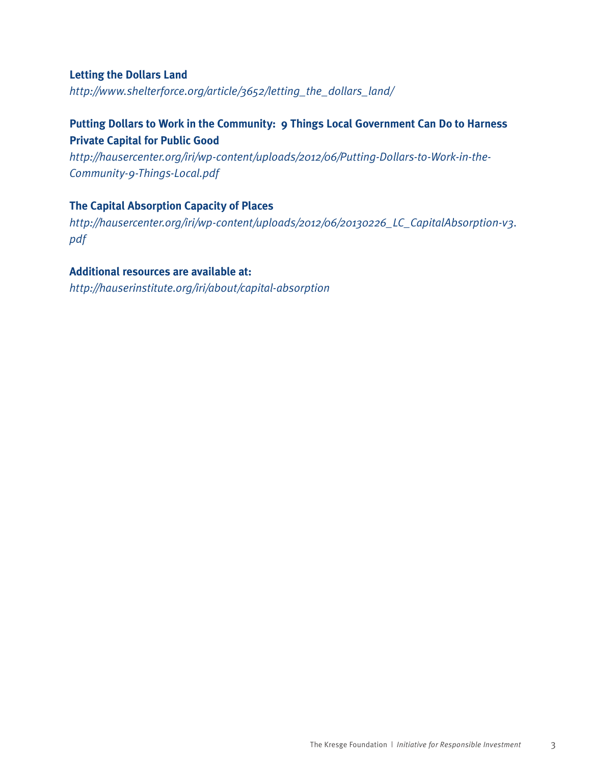**Letting the Dollars Land**

*http://www.shelterforce.org/article/3652/letting_the_dollars_land/*

**Putting Dollars to Work in the Community: 9 Things Local Government Can Do to Harness Private Capital for Public Good**

*http://hausercenter.org/iri/wp-content/uploads/2012/06/Putting-Dollars-to-Work-in-the-Community-9-Things-Local.pdf*

**The Capital Absorption Capacity of Places**

*http://hausercenter.org/iri/wp-content/uploads/2012/06/20130226_LC_CapitalAbsorption-v3.pdf*

**Additional resources are available at:**

*http://hauserinstitute.org/iri/about/capital-absorption*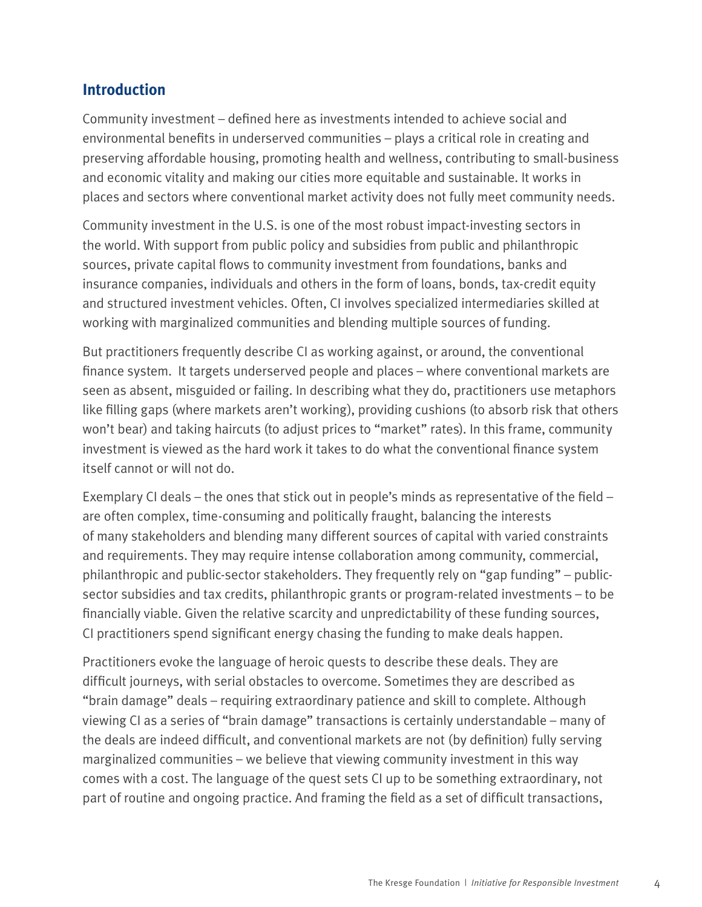## Introduction

Community investment – defined here as investments intended to achieve social and environmental benefits in underserved communities – plays a critical role in creating and preserving affordable housing, promoting health and wellness, contributing to small-business and economic vitality and making our cities more equitable and sustainable. It works in places and sectors where conventional market activity does not fully meet community needs.

Community investment in the U.S. is one of the most robust impact-investing sectors in the world. With support from public policy and subsidies from public and philanthropic sources, private capital flows to community investment from foundations, banks and insurance companies, individuals and others in the form of loans, bonds, tax-credit equity and structured investment vehicles. Often, CI involves specialized intermediaries skilled at working with marginalized communities and blending multiple sources of funding.

But practitioners frequently describe CI as working against, or around, the conventional finance system. It targets underserved people and places – where conventional markets are seen as absent, misguided or failing. In describing what they do, practitioners use metaphors like filling gaps (where markets aren't working), providing cushions (to absorb risk that others won't bear) and taking haircuts (to adjust prices to "market" rates). In this frame, community investment is viewed as the hard work it takes to do what the conventional finance system itself cannot or will not do.

Exemplary CI deals – the ones that stick out in people's minds as representative of the field – are often complex, time-consuming and politically fraught, balancing the interests of many stakeholders and blending many different sources of capital with varied constraints and requirements. They may require intense collaboration among community, commercial, philanthropic and public-sector stakeholders. They frequently rely on "gap funding" – public-sector subsidies and tax credits, philanthropic grants or program-related investments – to be financially viable. Given the relative scarcity and unpredictability of these funding sources, CI practitioners spend significant energy chasing the funding to make deals happen.

Practitioners evoke the language of heroic quests to describe these deals. They are difficult journeys, with serial obstacles to overcome. Sometimes they are described as "brain damage" deals – requiring extraordinary patience and skill to complete. Although viewing CI as a series of "brain damage" transactions is certainly understandable – many of the deals are indeed difficult, and conventional markets are not (by definition) fully serving marginalized communities – we believe that viewing community investment in this way comes with a cost. The language of the quest sets CI up to be something extraordinary, not part of routine and ongoing practice. And framing the field as a set of difficult transactions,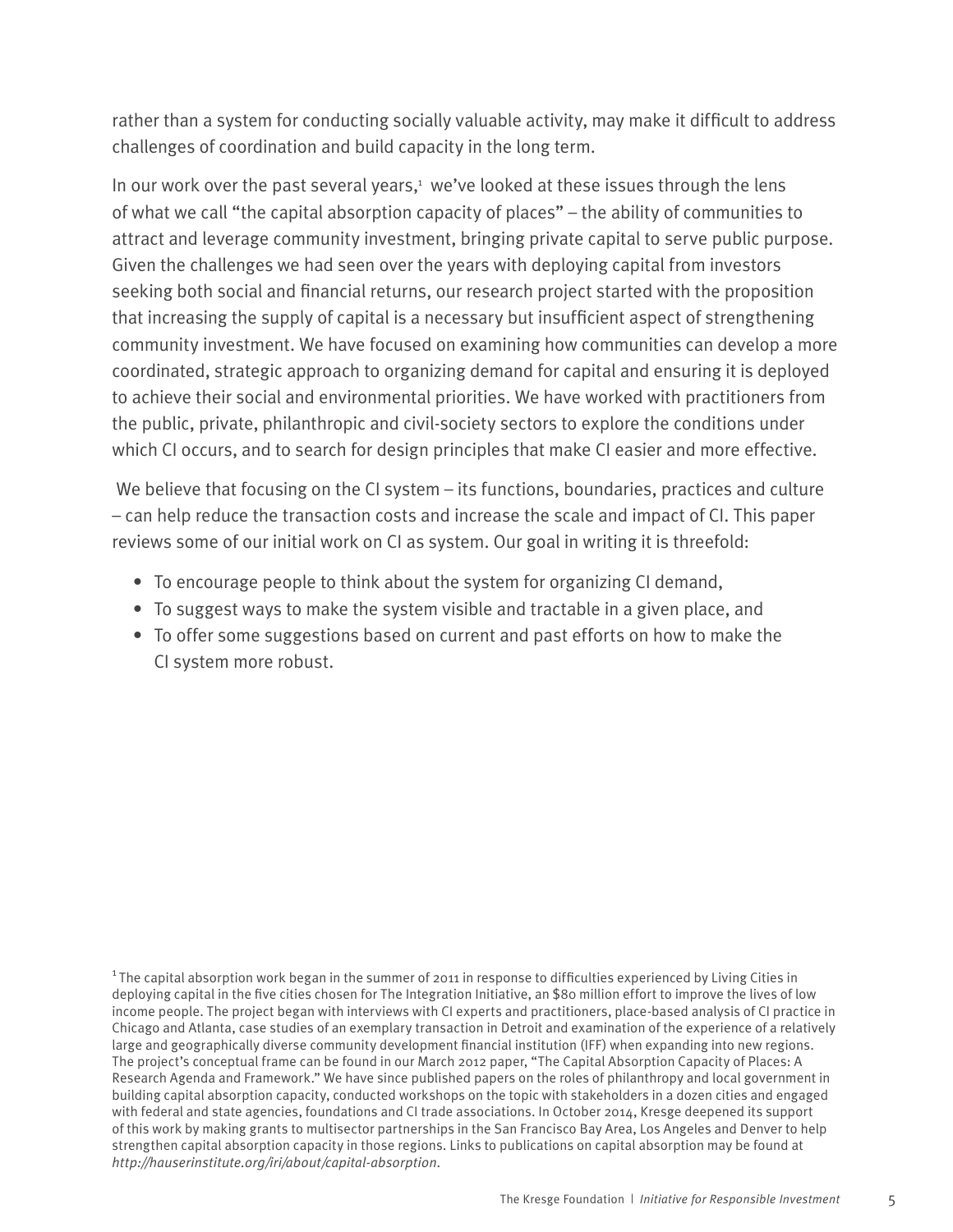rather than a system for conducting socially valuable activity, may make it difficult to address challenges of coordination and build capacity in the long term.

In our work over the past several years,[1] we've looked at these issues through the lens of what we call "the capital absorption capacity of places" – the ability of communities to attract and leverage community investment, bringing private capital to serve public purpose. Given the challenges we had seen over the years with deploying capital from investors seeking both social and financial returns, our research project started with the proposition that increasing the supply of capital is a necessary but insufficient aspect of strengthening community investment. We have focused on examining how communities can develop a more coordinated, strategic approach to organizing demand for capital and ensuring it is deployed to achieve their social and environmental priorities. We have worked with practitioners from the public, private, philanthropic and civil-society sectors to explore the conditions under which CI occurs, and to search for design principles that make CI easier and more effective.

We believe that focusing on the CI system – its functions, boundaries, practices and culture – can help reduce the transaction costs and increase the scale and impact of CI. This paper reviews some of our initial work on CI as system. Our goal in writing it is threefold:

- To encourage people to think about the system for organizing CI demand,
- To suggest ways to make the system visible and tractable in a given place, and
- To offer some suggestions based on current and past efforts on how to make the CI system more robust.

[1] The capital absorption work began in the summer of 2011 in response to difficulties experienced by Living Cities in deploying capital in the five cities chosen for The Integration Initiative, an $80 million effort to improve the lives of low income people. The project began with interviews with CI experts and practitioners, place-based analysis of CI practice in Chicago and Atlanta, case studies of an exemplary transaction in Detroit and examination of the experience of a relatively large and geographically diverse community development financial institution (IFF) when expanding into new regions. The project's conceptual frame can be found in our March 2012 paper, "The Capital Absorption Capacity of Places: A Research Agenda and Framework." We have since published papers on the roles of philanthropy and local government in building capital absorption capacity, conducted workshops on the topic with stakeholders in a dozen cities and engaged with federal and state agencies, foundations and CI trade associations. In October 2014, Kresge deepened its support of this work by making grants to multisector partnerships in the San Francisco Bay Area, Los Angeles and Denver to help strengthen capital absorption capacity in those regions. Links to publications on capital absorption may be found at *http://hauserinstitute.org/iri/about/capital-absorption*.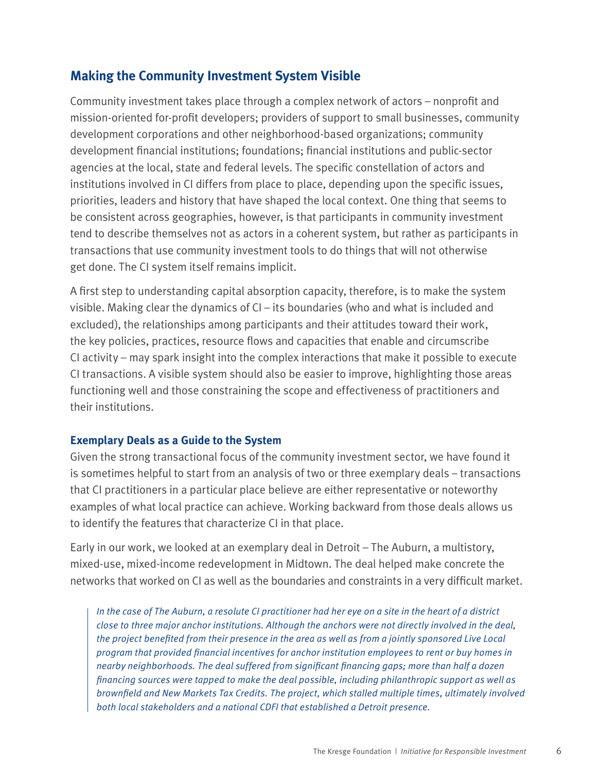## Making the Community Investment System Visible

Community investment takes place through a complex network of actors – nonprofit and mission-oriented for-profit developers; providers of support to small businesses, community development corporations and other neighborhood-based organizations; community development financial institutions; foundations; financial institutions and public-sector agencies at the local, state and federal levels. The specific constellation of actors and institutions involved in CI differs from place to place, depending upon the specific issues, priorities, leaders and history that have shaped the local context. One thing that seems to be consistent across geographies, however, is that participants in community investment tend to describe themselves not as actors in a coherent system, but rather as participants in transactions that use community investment tools to do things that will not otherwise get done. The CI system itself remains implicit.

A first step to understanding capital absorption capacity, therefore, is to make the system visible. Making clear the dynamics of CI – its boundaries (who and what is included and excluded), the relationships among participants and their attitudes toward their work, the key policies, practices, resource flows and capacities that enable and circumscribe CI activity – may spark insight into the complex interactions that make it possible to execute CI transactions. A visible system should also be easier to improve, highlighting those areas functioning well and those constraining the scope and effectiveness of practitioners and their institutions.

### Exemplary Deals as a Guide to the System

Given the strong transactional focus of the community investment sector, we have found it is sometimes helpful to start from an analysis of two or three exemplary deals – transactions that CI practitioners in a particular place believe are either representative or noteworthy examples of what local practice can achieve. Working backward from those deals allows us to identify the features that characterize CI in that place.

Early in our work, we looked at an exemplary deal in Detroit – The Auburn, a multistory, mixed-use, mixed-income redevelopment in Midtown. The deal helped make concrete the networks that worked on CI as well as the boundaries and constraints in a very difficult market.

> *In the case of The Auburn, a resolute CI practitioner had her eye on a site in the heart of a district close to three major anchor institutions. Although the anchors were not directly involved in the deal, the project benefited from their presence in the area as well as from a jointly sponsored Live Local program that provided financial incentives for anchor institution employees to rent or buy homes in nearby neighborhoods. The deal suffered from significant financing gaps; more than half a dozen financing sources were tapped to make the deal possible, including philanthropic support as well as brownfield and New Markets Tax Credits. The project, which stalled multiple times, ultimately involved both local stakeholders and a national CDFI that established a Detroit presence.*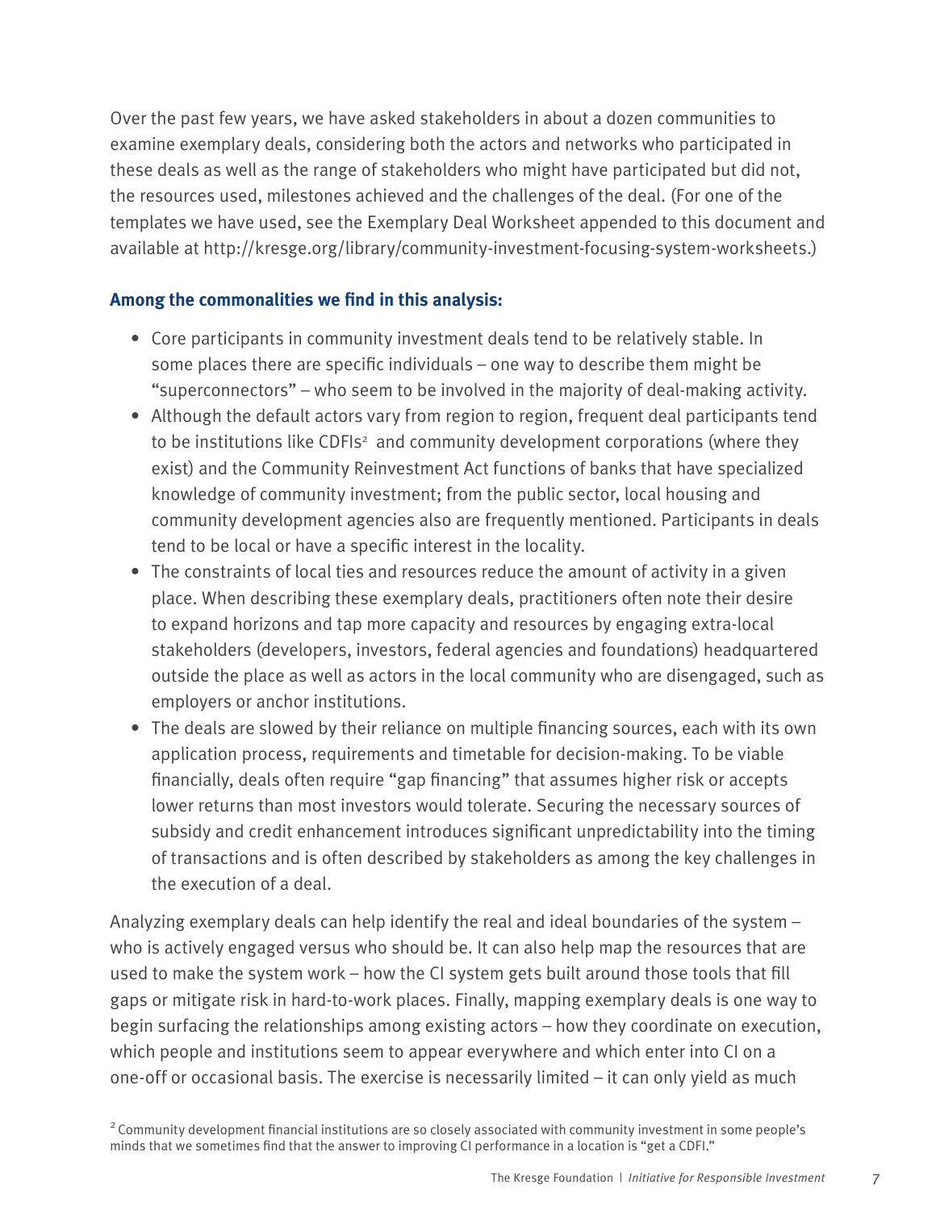Over the past few years, we have asked stakeholders in about a dozen communities to examine exemplary deals, considering both the actors and networks who participated in these deals as well as the range of stakeholders who might have participated but did not, the resources used, milestones achieved and the challenges of the deal. (For one of the templates we have used, see the Exemplary Deal Worksheet appended to this document and available at http://kresge.org/library/community-investment-focusing-system-worksheets.)

**Among the commonalities we find in this analysis:**

- Core participants in community investment deals tend to be relatively stable. In some places there are specific individuals – one way to describe them might be "superconnectors" – who seem to be involved in the majority of deal-making activity.
- Although the default actors vary from region to region, frequent deal participants tend to be institutions like CDFIs[2] and community development corporations (where they exist) and the Community Reinvestment Act functions of banks that have specialized knowledge of community investment; from the public sector, local housing and community development agencies also are frequently mentioned. Participants in deals tend to be local or have a specific interest in the locality.
- The constraints of local ties and resources reduce the amount of activity in a given place. When describing these exemplary deals, practitioners often note their desire to expand horizons and tap more capacity and resources by engaging extra-local stakeholders (developers, investors, federal agencies and foundations) headquartered outside the place as well as actors in the local community who are disengaged, such as employers or anchor institutions.
- The deals are slowed by their reliance on multiple financing sources, each with its own application process, requirements and timetable for decision-making. To be viable financially, deals often require "gap financing" that assumes higher risk or accepts lower returns than most investors would tolerate. Securing the necessary sources of subsidy and credit enhancement introduces significant unpredictability into the timing of transactions and is often described by stakeholders as among the key challenges in the execution of a deal.

Analyzing exemplary deals can help identify the real and ideal boundaries of the system – who is actively engaged versus who should be. It can also help map the resources that are used to make the system work – how the CI system gets built around those tools that fill gaps or mitigate risk in hard-to-work places. Finally, mapping exemplary deals is one way to begin surfacing the relationships among existing actors – how they coordinate on execution, which people and institutions seem to appear everywhere and which enter into CI on a one-off or occasional basis. The exercise is necessarily limited – it can only yield as much

[2] Community development financial institutions are so closely associated with community investment in some people's minds that we sometimes find that the answer to improving CI performance in a location is "get a CDFI."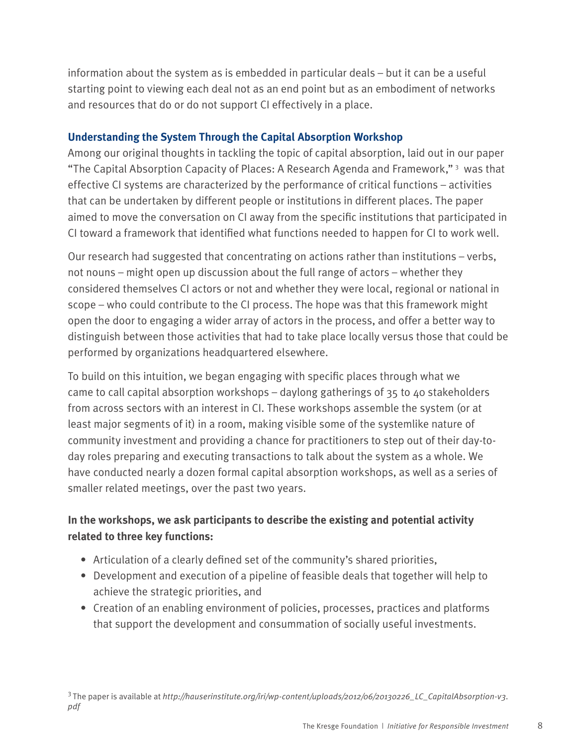information about the system as is embedded in particular deals – but it can be a useful starting point to viewing each deal not as an end point but as an embodiment of networks and resources that do or do not support CI effectively in a place.

### Understanding the System Through the Capital Absorption Workshop

Among our original thoughts in tackling the topic of capital absorption, laid out in our paper "The Capital Absorption Capacity of Places: A Research Agenda and Framework,"[3] was that effective CI systems are characterized by the performance of critical functions – activities that can be undertaken by different people or institutions in different places. The paper aimed to move the conversation on CI away from the specific institutions that participated in CI toward a framework that identified what functions needed to happen for CI to work well.

Our research had suggested that concentrating on actions rather than institutions – verbs, not nouns – might open up discussion about the full range of actors – whether they considered themselves CI actors or not and whether they were local, regional or national in scope – who could contribute to the CI process. The hope was that this framework might open the door to engaging a wider array of actors in the process, and offer a better way to distinguish between those activities that had to take place locally versus those that could be performed by organizations headquartered elsewhere.

To build on this intuition, we began engaging with specific places through what we came to call capital absorption workshops – daylong gatherings of 35 to 40 stakeholders from across sectors with an interest in CI. These workshops assemble the system (or at least major segments of it) in a room, making visible some of the systemlike nature of community investment and providing a chance for practitioners to step out of their day-to-day roles preparing and executing transactions to talk about the system as a whole. We have conducted nearly a dozen formal capital absorption workshops, as well as a series of smaller related meetings, over the past two years.

**In the workshops, we ask participants to describe the existing and potential activity related to three key functions:**

- Articulation of a clearly defined set of the community's shared priorities,
- Development and execution of a pipeline of feasible deals that together will help to achieve the strategic priorities, and
- Creation of an enabling environment of policies, processes, practices and platforms that support the development and consummation of socially useful investments.

[3] The paper is available at *http://hauserinstitute.org/iri/wp-content/uploads/2012/06/20130226_LC_CapitalAbsorption-v3.pdf*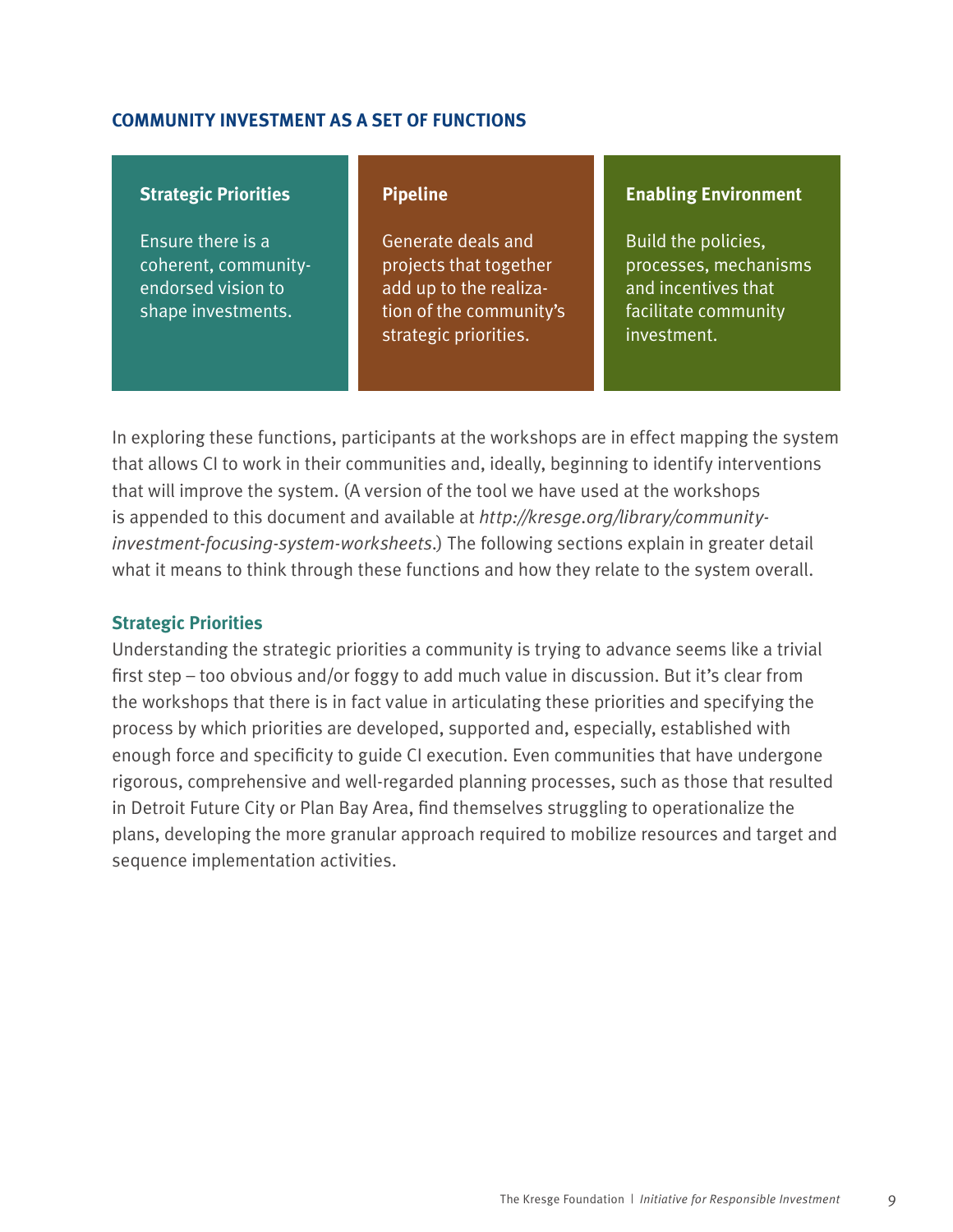## COMMUNITY INVESTMENT AS A SET OF FUNCTIONS

| Strategic Priorities | Pipeline | Enabling Environment |
| --- | --- | --- |
| Ensure there is a coherent, community-endorsed vision to shape investments. | Generate deals and projects that together add up to the realization of the community's strategic priorities. | Build the policies, processes, mechanisms and incentives that facilitate community investment. |

In exploring these functions, participants at the workshops are in effect mapping the system that allows CI to work in their communities and, ideally, beginning to identify interventions that will improve the system. (A version of the tool we have used at the workshops is appended to this document and available at *http://kresge.org/library/community-investment-focusing-system-worksheets*.) The following sections explain in greater detail what it means to think through these functions and how they relate to the system overall.

### Strategic Priorities

Understanding the strategic priorities a community is trying to advance seems like a trivial first step – too obvious and/or foggy to add much value in discussion. But it's clear from the workshops that there is in fact value in articulating these priorities and specifying the process by which priorities are developed, supported and, especially, established with enough force and specificity to guide CI execution. Even communities that have undergone rigorous, comprehensive and well-regarded planning processes, such as those that resulted in Detroit Future City or Plan Bay Area, find themselves struggling to operationalize the plans, developing the more granular approach required to mobilize resources and target and sequence implementation activities.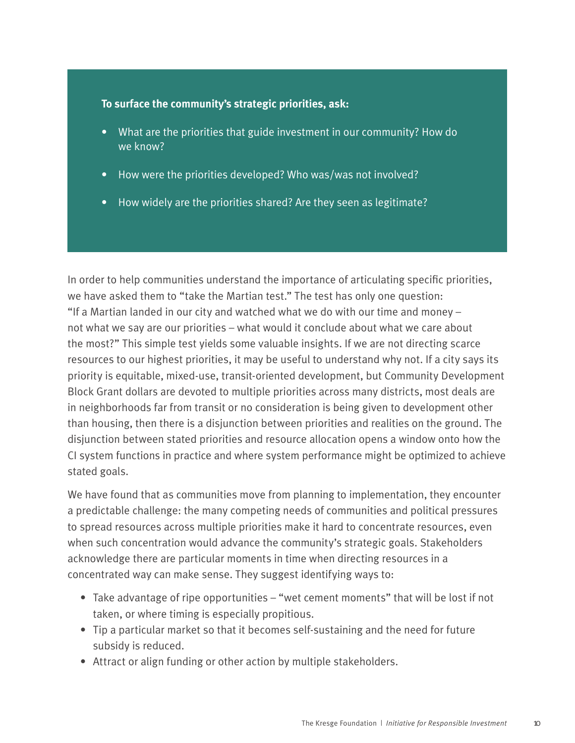**To surface the community's strategic priorities, ask:**

- What are the priorities that guide investment in our community? How do we know?
- How were the priorities developed? Who was/was not involved?
- How widely are the priorities shared? Are they seen as legitimate?

In order to help communities understand the importance of articulating specific priorities, we have asked them to "take the Martian test." The test has only one question: "If a Martian landed in our city and watched what we do with our time and money – not what we say are our priorities – what would it conclude about what we care about the most?" This simple test yields some valuable insights. If we are not directing scarce resources to our highest priorities, it may be useful to understand why not. If a city says its priority is equitable, mixed-use, transit-oriented development, but Community Development Block Grant dollars are devoted to multiple priorities across many districts, most deals are in neighborhoods far from transit or no consideration is being given to development other than housing, then there is a disjunction between priorities and realities on the ground. The disjunction between stated priorities and resource allocation opens a window onto how the CI system functions in practice and where system performance might be optimized to achieve stated goals.

We have found that as communities move from planning to implementation, they encounter a predictable challenge: the many competing needs of communities and political pressures to spread resources across multiple priorities make it hard to concentrate resources, even when such concentration would advance the community's strategic goals. Stakeholders acknowledge there are particular moments in time when directing resources in a concentrated way can make sense. They suggest identifying ways to:

- Take advantage of ripe opportunities – "wet cement moments" that will be lost if not taken, or where timing is especially propitious.
- Tip a particular market so that it becomes self-sustaining and the need for future subsidy is reduced.
- Attract or align funding or other action by multiple stakeholders.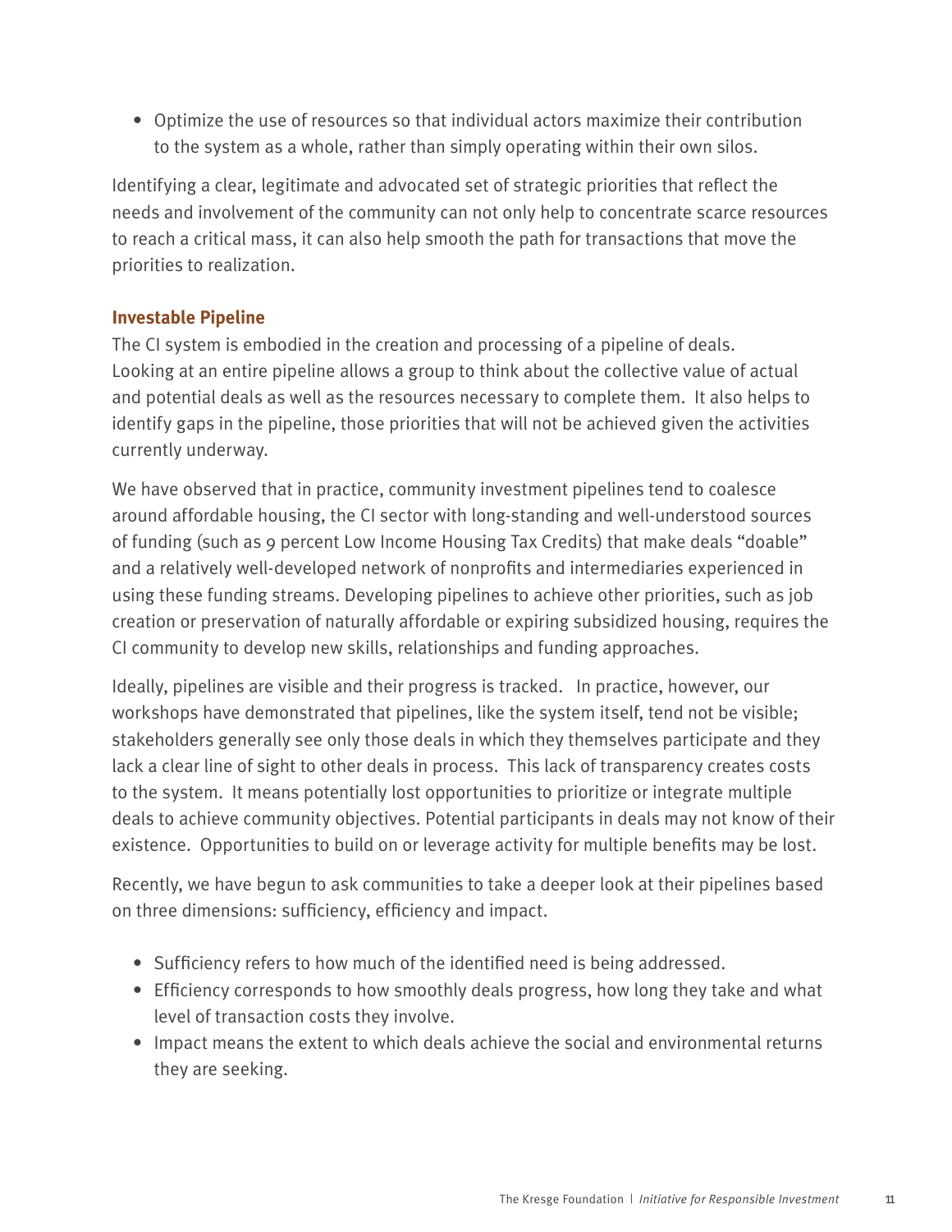- Optimize the use of resources so that individual actors maximize their contribution to the system as a whole, rather than simply operating within their own silos.

Identifying a clear, legitimate and advocated set of strategic priorities that reflect the needs and involvement of the community can not only help to concentrate scarce resources to reach a critical mass, it can also help smooth the path for transactions that move the priorities to realization.

### Investable Pipeline

The CI system is embodied in the creation and processing of a pipeline of deals. Looking at an entire pipeline allows a group to think about the collective value of actual and potential deals as well as the resources necessary to complete them. It also helps to identify gaps in the pipeline, those priorities that will not be achieved given the activities currently underway.

We have observed that in practice, community investment pipelines tend to coalesce around affordable housing, the CI sector with long-standing and well-understood sources of funding (such as 9 percent Low Income Housing Tax Credits) that make deals "doable" and a relatively well-developed network of nonprofits and intermediaries experienced in using these funding streams. Developing pipelines to achieve other priorities, such as job creation or preservation of naturally affordable or expiring subsidized housing, requires the CI community to develop new skills, relationships and funding approaches.

Ideally, pipelines are visible and their progress is tracked. In practice, however, our workshops have demonstrated that pipelines, like the system itself, tend not be visible; stakeholders generally see only those deals in which they themselves participate and they lack a clear line of sight to other deals in process. This lack of transparency creates costs to the system. It means potentially lost opportunities to prioritize or integrate multiple deals to achieve community objectives. Potential participants in deals may not know of their existence. Opportunities to build on or leverage activity for multiple benefits may be lost.

Recently, we have begun to ask communities to take a deeper look at their pipelines based on three dimensions: sufficiency, efficiency and impact.

- Sufficiency refers to how much of the identified need is being addressed.
- Efficiency corresponds to how smoothly deals progress, how long they take and what level of transaction costs they involve.
- Impact means the extent to which deals achieve the social and environmental returns they are seeking.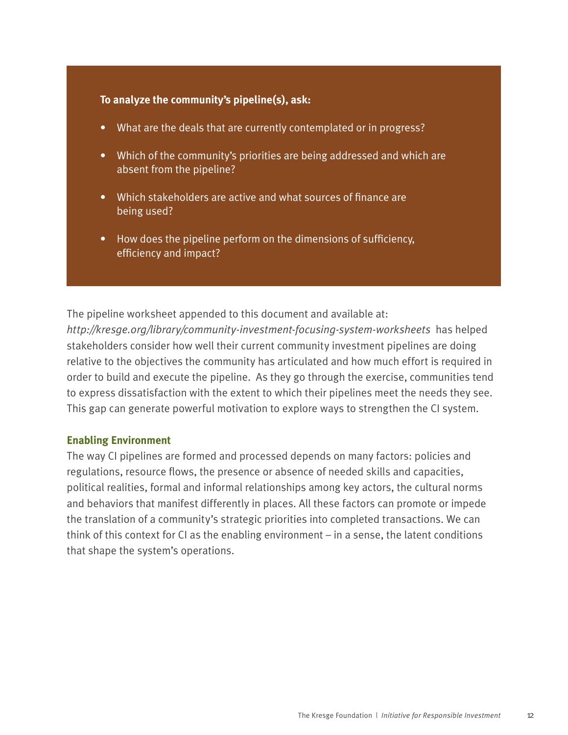**To analyze the community's pipeline(s), ask:**

- What are the deals that are currently contemplated or in progress?
- Which of the community's priorities are being addressed and which are absent from the pipeline?
- Which stakeholders are active and what sources of finance are being used?
- How does the pipeline perform on the dimensions of sufficiency, efficiency and impact?

The pipeline worksheet appended to this document and available at: *http://kresge.org/library/community-investment-focusing-system-worksheets* has helped stakeholders consider how well their current community investment pipelines are doing relative to the objectives the community has articulated and how much effort is required in order to build and execute the pipeline. As they go through the exercise, communities tend to express dissatisfaction with the extent to which their pipelines meet the needs they see. This gap can generate powerful motivation to explore ways to strengthen the CI system.

### Enabling Environment

The way CI pipelines are formed and processed depends on many factors: policies and regulations, resource flows, the presence or absence of needed skills and capacities, political realities, formal and informal relationships among key actors, the cultural norms and behaviors that manifest differently in places. All these factors can promote or impede the translation of a community's strategic priorities into completed transactions. We can think of this context for CI as the enabling environment – in a sense, the latent conditions that shape the system's operations.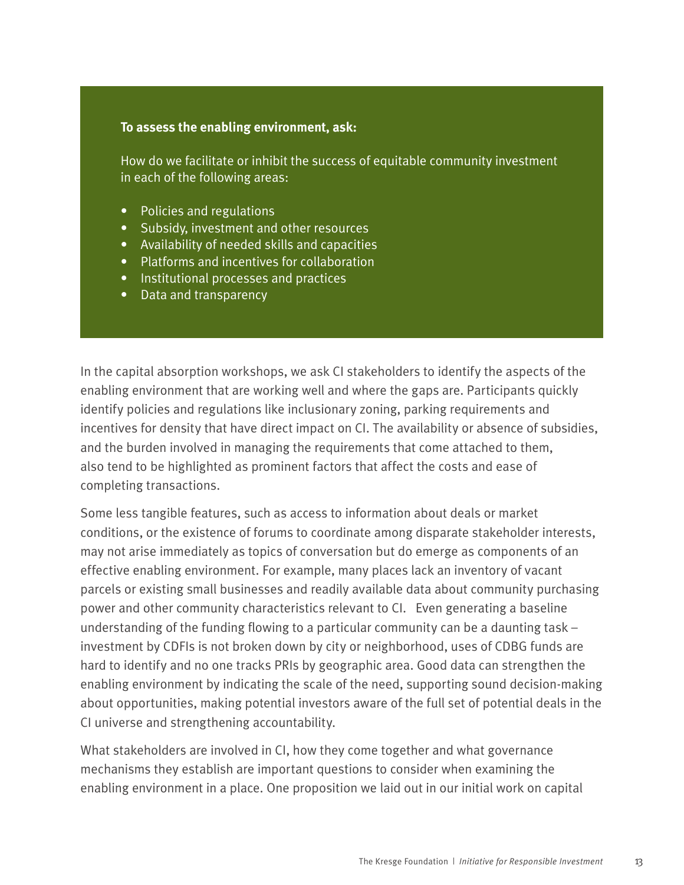**To assess the enabling environment, ask:**

How do we facilitate or inhibit the success of equitable community investment in each of the following areas:

- Policies and regulations
- Subsidy, investment and other resources
- Availability of needed skills and capacities
- Platforms and incentives for collaboration
- Institutional processes and practices
- Data and transparency

In the capital absorption workshops, we ask CI stakeholders to identify the aspects of the enabling environment that are working well and where the gaps are. Participants quickly identify policies and regulations like inclusionary zoning, parking requirements and incentives for density that have direct impact on CI. The availability or absence of subsidies, and the burden involved in managing the requirements that come attached to them, also tend to be highlighted as prominent factors that affect the costs and ease of completing transactions.

Some less tangible features, such as access to information about deals or market conditions, or the existence of forums to coordinate among disparate stakeholder interests, may not arise immediately as topics of conversation but do emerge as components of an effective enabling environment. For example, many places lack an inventory of vacant parcels or existing small businesses and readily available data about community purchasing power and other community characteristics relevant to CI. Even generating a baseline understanding of the funding flowing to a particular community can be a daunting task – investment by CDFIs is not broken down by city or neighborhood, uses of CDBG funds are hard to identify and no one tracks PRIs by geographic area. Good data can strengthen the enabling environment by indicating the scale of the need, supporting sound decision-making about opportunities, making potential investors aware of the full set of potential deals in the CI universe and strengthening accountability.

What stakeholders are involved in CI, how they come together and what governance mechanisms they establish are important questions to consider when examining the enabling environment in a place. One proposition we laid out in our initial work on capital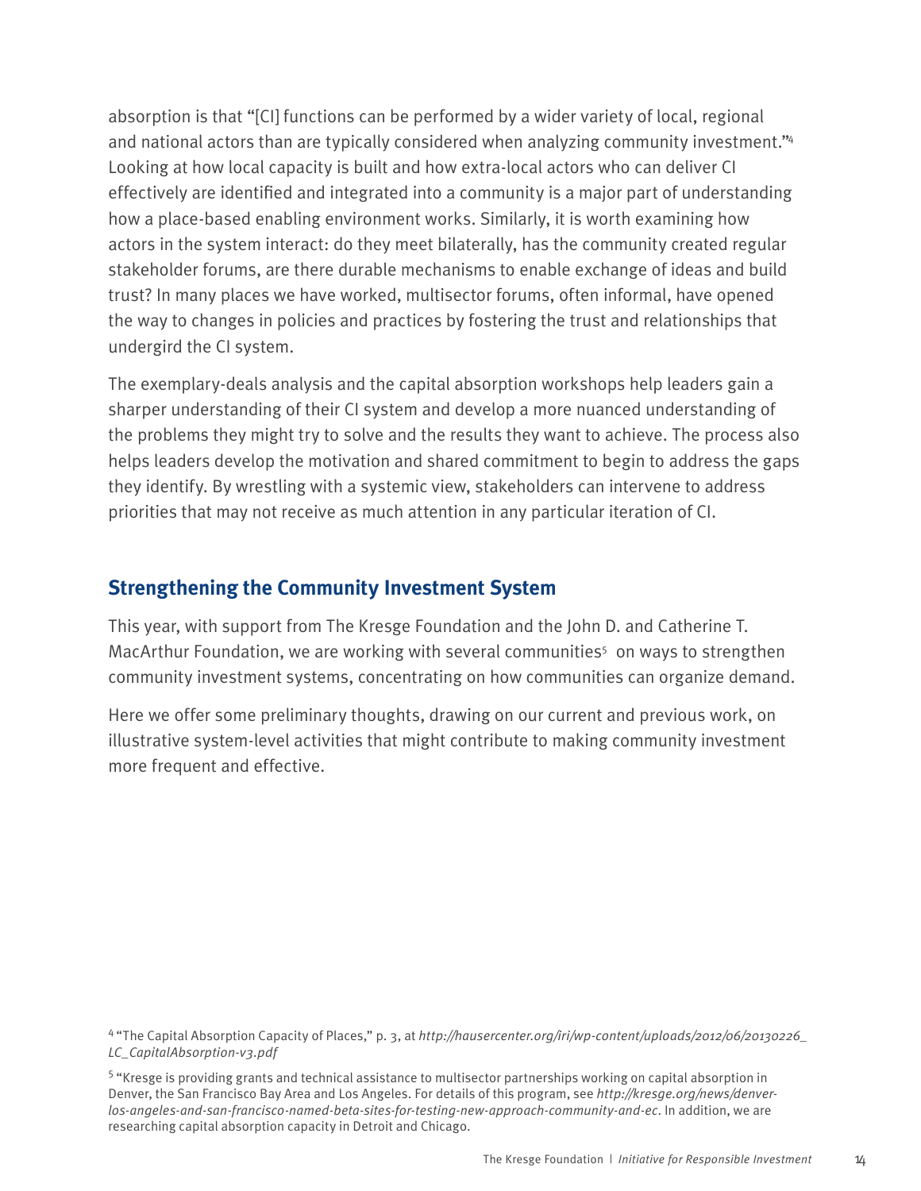absorption is that "[CI] functions can be performed by a wider variety of local, regional and national actors than are typically considered when analyzing community investment."[4] Looking at how local capacity is built and how extra-local actors who can deliver CI effectively are identified and integrated into a community is a major part of understanding how a place-based enabling environment works. Similarly, it is worth examining how actors in the system interact: do they meet bilaterally, has the community created regular stakeholder forums, are there durable mechanisms to enable exchange of ideas and build trust? In many places we have worked, multisector forums, often informal, have opened the way to changes in policies and practices by fostering the trust and relationships that undergird the CI system.

The exemplary-deals analysis and the capital absorption workshops help leaders gain a sharper understanding of their CI system and develop a more nuanced understanding of the problems they might try to solve and the results they want to achieve. The process also helps leaders develop the motivation and shared commitment to begin to address the gaps they identify. By wrestling with a systemic view, stakeholders can intervene to address priorities that may not receive as much attention in any particular iteration of CI.

## Strengthening the Community Investment System

This year, with support from The Kresge Foundation and the John D. and Catherine T. MacArthur Foundation, we are working with several communities[5] on ways to strengthen community investment systems, concentrating on how communities can organize demand.

Here we offer some preliminary thoughts, drawing on our current and previous work, on illustrative system-level activities that might contribute to making community investment more frequent and effective.

[4] "The Capital Absorption Capacity of Places," p. 3, at *http://hausercenter.org/iri/wp-content/uploads/2012/06/20130226_LC_CapitalAbsorption-v3.pdf*

[5] "Kresge is providing grants and technical assistance to multisector partnerships working on capital absorption in Denver, the San Francisco Bay Area and Los Angeles. For details of this program, see *http://kresge.org/news/denver-los-angeles-and-san-francisco-named-beta-sites-for-testing-new-approach-community-and-ec*. In addition, we are researching capital absorption capacity in Detroit and Chicago.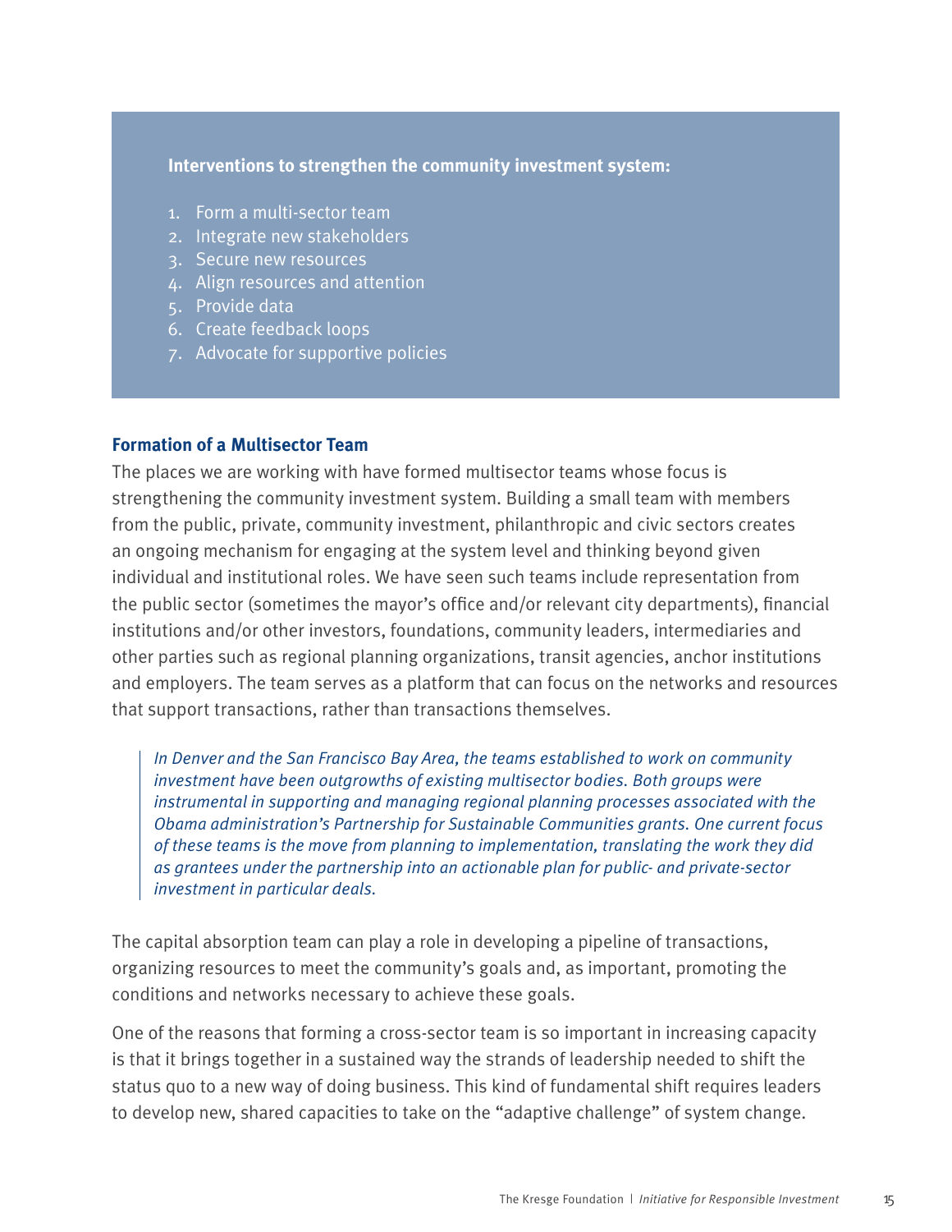**Interventions to strengthen the community investment system:**

1. Form a multi-sector team
2. Integrate new stakeholders
3. Secure new resources
4. Align resources and attention
5. Provide data
6. Create feedback loops
7. Advocate for supportive policies

## Formation of a Multisector Team

The places we are working with have formed multisector teams whose focus is strengthening the community investment system. Building a small team with members from the public, private, community investment, philanthropic and civic sectors creates an ongoing mechanism for engaging at the system level and thinking beyond given individual and institutional roles. We have seen such teams include representation from the public sector (sometimes the mayor's office and/or relevant city departments), financial institutions and/or other investors, foundations, community leaders, intermediaries and other parties such as regional planning organizations, transit agencies, anchor institutions and employers. The team serves as a platform that can focus on the networks and resources that support transactions, rather than transactions themselves.

> *In Denver and the San Francisco Bay Area, the teams established to work on community investment have been outgrowths of existing multisector bodies. Both groups were instrumental in supporting and managing regional planning processes associated with the Obama administration's Partnership for Sustainable Communities grants. One current focus of these teams is the move from planning to implementation, translating the work they did as grantees under the partnership into an actionable plan for public- and private-sector investment in particular deals.*

The capital absorption team can play a role in developing a pipeline of transactions, organizing resources to meet the community's goals and, as important, promoting the conditions and networks necessary to achieve these goals.

One of the reasons that forming a cross-sector team is so important in increasing capacity is that it brings together in a sustained way the strands of leadership needed to shift the status quo to a new way of doing business. This kind of fundamental shift requires leaders to develop new, shared capacities to take on the "adaptive challenge" of system change.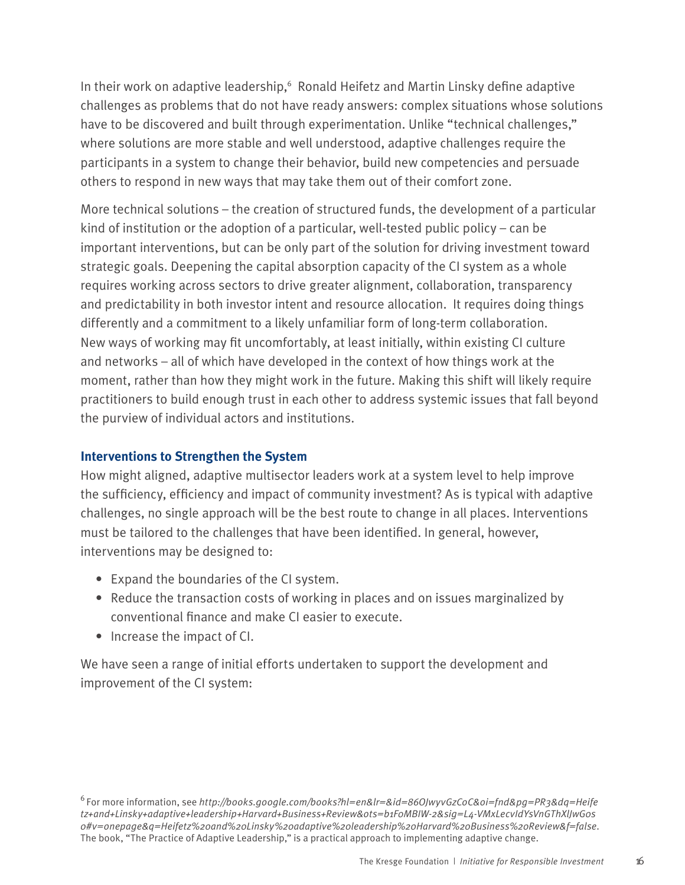In their work on adaptive leadership,[6] Ronald Heifetz and Martin Linsky define adaptive challenges as problems that do not have ready answers: complex situations whose solutions have to be discovered and built through experimentation. Unlike "technical challenges," where solutions are more stable and well understood, adaptive challenges require the participants in a system to change their behavior, build new competencies and persuade others to respond in new ways that may take them out of their comfort zone.

More technical solutions – the creation of structured funds, the development of a particular kind of institution or the adoption of a particular, well-tested public policy – can be important interventions, but can be only part of the solution for driving investment toward strategic goals. Deepening the capital absorption capacity of the CI system as a whole requires working across sectors to drive greater alignment, collaboration, transparency and predictability in both investor intent and resource allocation. It requires doing things differently and a commitment to a likely unfamiliar form of long-term collaboration. New ways of working may fit uncomfortably, at least initially, within existing CI culture and networks – all of which have developed in the context of how things work at the moment, rather than how they might work in the future. Making this shift will likely require practitioners to build enough trust in each other to address systemic issues that fall beyond the purview of individual actors and institutions.

### Interventions to Strengthen the System

How might aligned, adaptive multisector leaders work at a system level to help improve the sufficiency, efficiency and impact of community investment? As is typical with adaptive challenges, no single approach will be the best route to change in all places. Interventions must be tailored to the challenges that have been identified. In general, however, interventions may be designed to:

- Expand the boundaries of the CI system.
- Reduce the transaction costs of working in places and on issues marginalized by conventional finance and make CI easier to execute.
- Increase the impact of CI.

We have seen a range of initial efforts undertaken to support the development and improvement of the CI system:

[6] For more information, see *http://books.google.com/books?hl=en&lr=&id=86OJwyvGzCoC&oi=fnd&pg=PR3&dq=Heifetz+and+Linsky+adaptive+leadership+Harvard+Business+Review&ots=b1FoMBIW-2&sig=L4-VMxLecvIdYsVnGThXlJwGos0#v=onepage&q=Heifetz%20and%20Linsky%20adaptive%20leadership%20Harvard%20Business%20Review&f=false*. The book, "The Practice of Adaptive Leadership," is a practical approach to implementing adaptive change.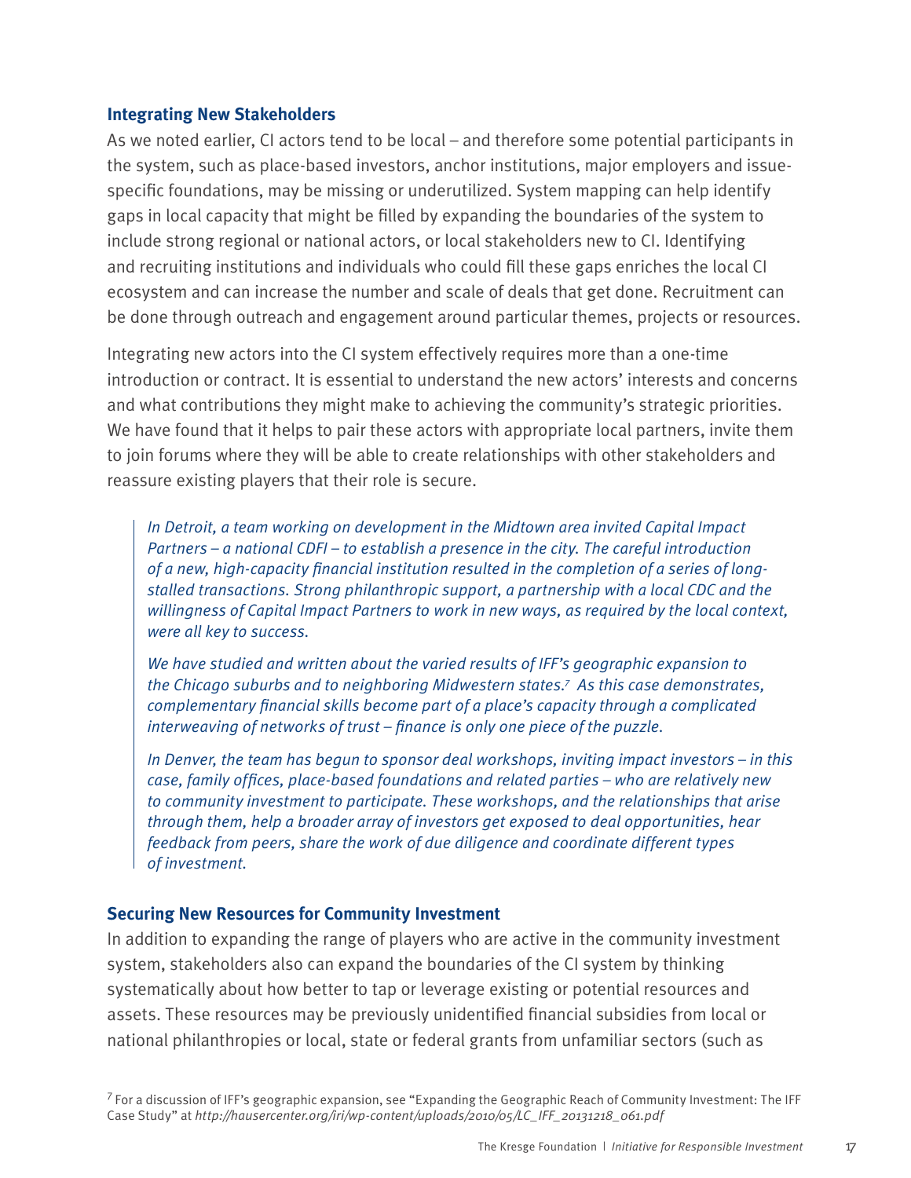## Integrating New Stakeholders

As we noted earlier, CI actors tend to be local – and therefore some potential participants in the system, such as place-based investors, anchor institutions, major employers and issue-specific foundations, may be missing or underutilized. System mapping can help identify gaps in local capacity that might be filled by expanding the boundaries of the system to include strong regional or national actors, or local stakeholders new to CI. Identifying and recruiting institutions and individuals who could fill these gaps enriches the local CI ecosystem and can increase the number and scale of deals that get done. Recruitment can be done through outreach and engagement around particular themes, projects or resources.

Integrating new actors into the CI system effectively requires more than a one-time introduction or contract. It is essential to understand the new actors' interests and concerns and what contributions they might make to achieving the community's strategic priorities. We have found that it helps to pair these actors with appropriate local partners, invite them to join forums where they will be able to create relationships with other stakeholders and reassure existing players that their role is secure.

> *In Detroit, a team working on development in the Midtown area invited Capital Impact Partners – a national CDFI – to establish a presence in the city. The careful introduction of a new, high-capacity financial institution resulted in the completion of a series of long-stalled transactions. Strong philanthropic support, a partnership with a local CDC and the willingness of Capital Impact Partners to work in new ways, as required by the local context, were all key to success.*
>
> *We have studied and written about the varied results of IFF's geographic expansion to the Chicago suburbs and to neighboring Midwestern states.*[7] *As this case demonstrates, complementary financial skills become part of a place's capacity through a complicated interweaving of networks of trust – finance is only one piece of the puzzle.*
>
> *In Denver, the team has begun to sponsor deal workshops, inviting impact investors – in this case, family offices, place-based foundations and related parties – who are relatively new to community investment to participate. These workshops, and the relationships that arise through them, help a broader array of investors get exposed to deal opportunities, hear feedback from peers, share the work of due diligence and coordinate different types of investment.*

## Securing New Resources for Community Investment

In addition to expanding the range of players who are active in the community investment system, stakeholders also can expand the boundaries of the CI system by thinking systematically about how better to tap or leverage existing or potential resources and assets. These resources may be previously unidentified financial subsidies from local or national philanthropies or local, state or federal grants from unfamiliar sectors (such as

[7] For a discussion of IFF's geographic expansion, see "Expanding the Geographic Reach of Community Investment: The IFF Case Study" at *http://hausercenter.org/iri/wp-content/uploads/2010/05/LC_IFF_20131218_061.pdf*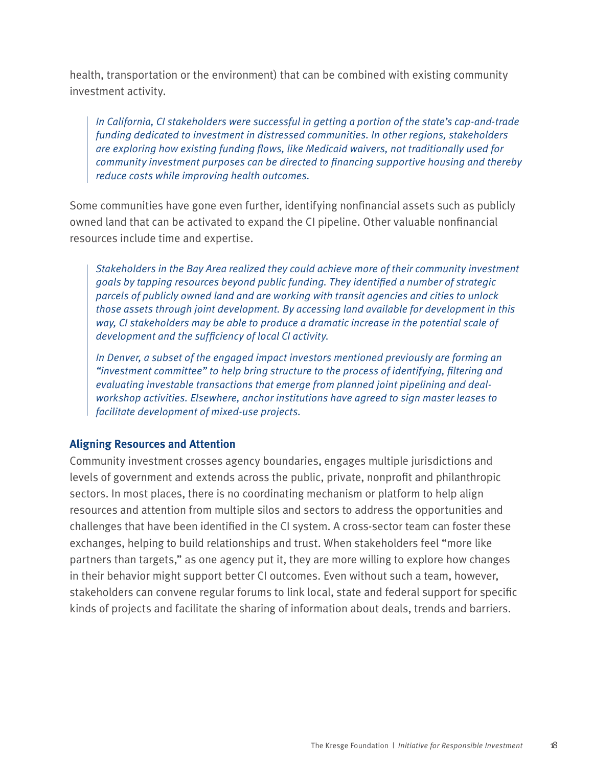health, transportation or the environment) that can be combined with existing community investment activity.

> *In California, CI stakeholders were successful in getting a portion of the state's cap-and-trade funding dedicated to investment in distressed communities. In other regions, stakeholders are exploring how existing funding flows, like Medicaid waivers, not traditionally used for community investment purposes can be directed to financing supportive housing and thereby reduce costs while improving health outcomes.*

Some communities have gone even further, identifying nonfinancial assets such as publicly owned land that can be activated to expand the CI pipeline. Other valuable nonfinancial resources include time and expertise.

> *Stakeholders in the Bay Area realized they could achieve more of their community investment goals by tapping resources beyond public funding. They identified a number of strategic parcels of publicly owned land and are working with transit agencies and cities to unlock those assets through joint development. By accessing land available for development in this way, CI stakeholders may be able to produce a dramatic increase in the potential scale of development and the sufficiency of local CI activity.*
>
> *In Denver, a subset of the engaged impact investors mentioned previously are forming an "investment committee" to help bring structure to the process of identifying, filtering and evaluating investable transactions that emerge from planned joint pipelining and deal-workshop activities. Elsewhere, anchor institutions have agreed to sign master leases to facilitate development of mixed-use projects.*

### Aligning Resources and Attention

Community investment crosses agency boundaries, engages multiple jurisdictions and levels of government and extends across the public, private, nonprofit and philanthropic sectors. In most places, there is no coordinating mechanism or platform to help align resources and attention from multiple silos and sectors to address the opportunities and challenges that have been identified in the CI system. A cross-sector team can foster these exchanges, helping to build relationships and trust. When stakeholders feel "more like partners than targets," as one agency put it, they are more willing to explore how changes in their behavior might support better CI outcomes. Even without such a team, however, stakeholders can convene regular forums to link local, state and federal support for specific kinds of projects and facilitate the sharing of information about deals, trends and barriers.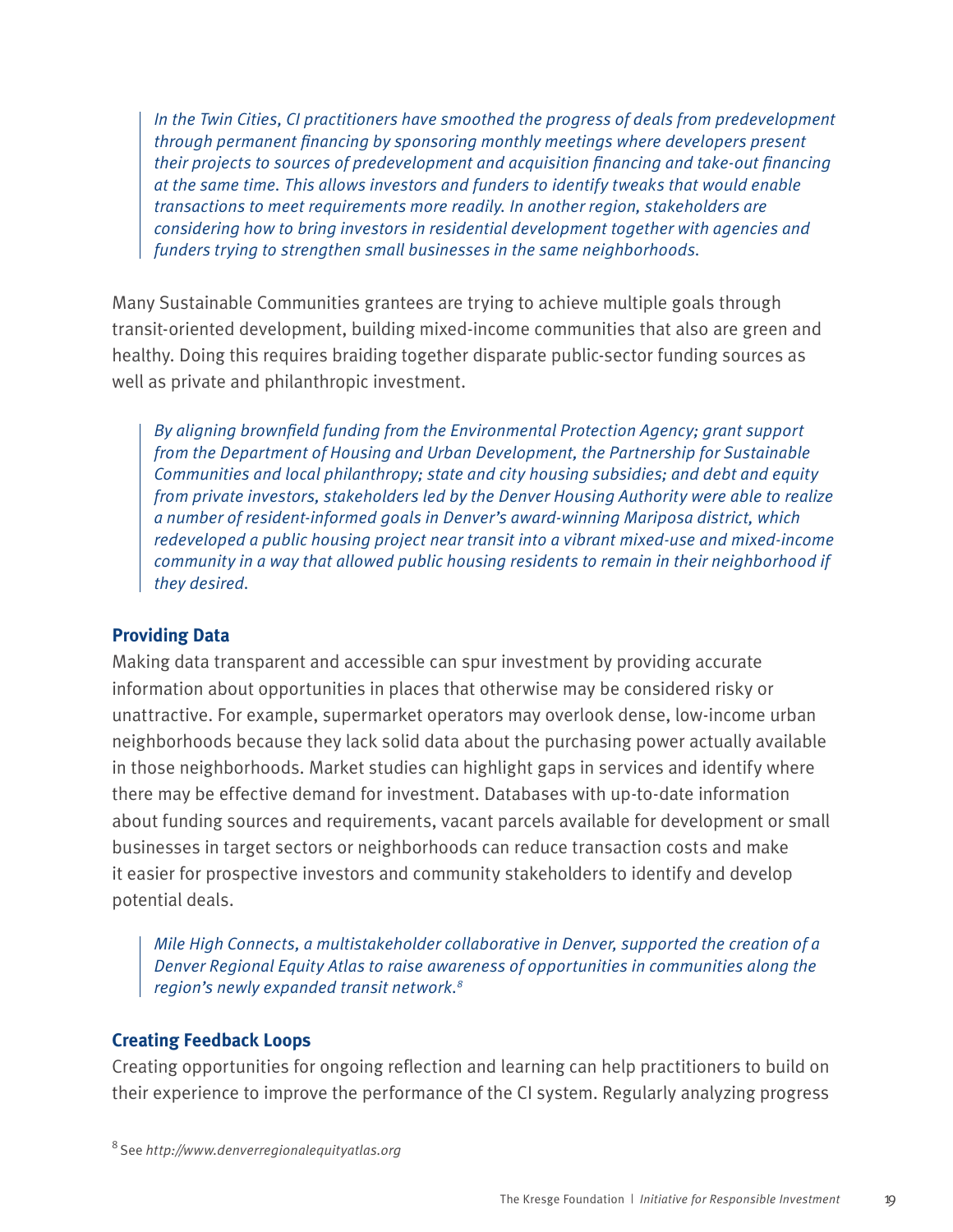> *In the Twin Cities, CI practitioners have smoothed the progress of deals from predevelopment through permanent financing by sponsoring monthly meetings where developers present their projects to sources of predevelopment and acquisition financing and take-out financing at the same time. This allows investors and funders to identify tweaks that would enable transactions to meet requirements more readily. In another region, stakeholders are considering how to bring investors in residential development together with agencies and funders trying to strengthen small businesses in the same neighborhoods.*

Many Sustainable Communities grantees are trying to achieve multiple goals through transit-oriented development, building mixed-income communities that also are green and healthy. Doing this requires braiding together disparate public-sector funding sources as well as private and philanthropic investment.

> *By aligning brownfield funding from the Environmental Protection Agency; grant support from the Department of Housing and Urban Development, the Partnership for Sustainable Communities and local philanthropy; state and city housing subsidies; and debt and equity from private investors, stakeholders led by the Denver Housing Authority were able to realize a number of resident-informed goals in Denver's award-winning Mariposa district, which redeveloped a public housing project near transit into a vibrant mixed-use and mixed-income community in a way that allowed public housing residents to remain in their neighborhood if they desired.*

### Providing Data

Making data transparent and accessible can spur investment by providing accurate information about opportunities in places that otherwise may be considered risky or unattractive. For example, supermarket operators may overlook dense, low-income urban neighborhoods because they lack solid data about the purchasing power actually available in those neighborhoods. Market studies can highlight gaps in services and identify where there may be effective demand for investment. Databases with up-to-date information about funding sources and requirements, vacant parcels available for development or small businesses in target sectors or neighborhoods can reduce transaction costs and make it easier for prospective investors and community stakeholders to identify and develop potential deals.

> *Mile High Connects, a multistakeholder collaborative in Denver, supported the creation of a Denver Regional Equity Atlas to raise awareness of opportunities in communities along the region's newly expanded transit network.*[8]

### Creating Feedback Loops

Creating opportunities for ongoing reflection and learning can help practitioners to build on their experience to improve the performance of the CI system. Regularly analyzing progress

[8] See *http://www.denverregionalequityatlas.org*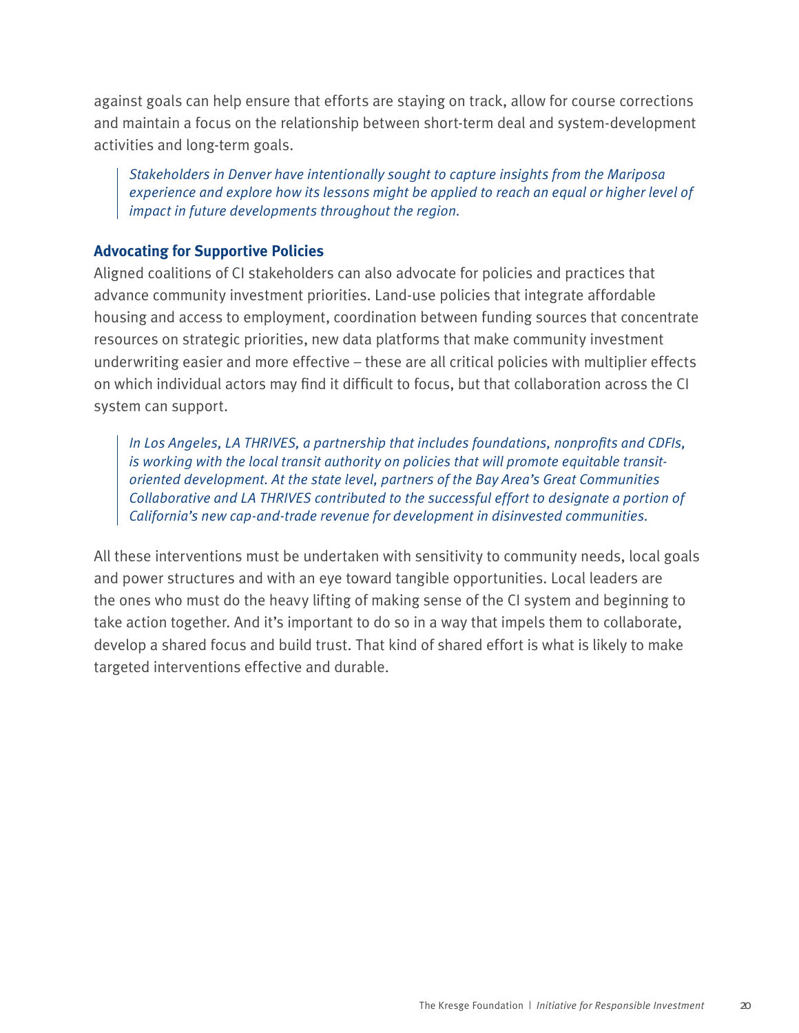against goals can help ensure that efforts are staying on track, allow for course corrections and maintain a focus on the relationship between short-term deal and system-development activities and long-term goals.

> *Stakeholders in Denver have intentionally sought to capture insights from the Mariposa experience and explore how its lessons might be applied to reach an equal or higher level of impact in future developments throughout the region.*

### Advocating for Supportive Policies

Aligned coalitions of CI stakeholders can also advocate for policies and practices that advance community investment priorities. Land-use policies that integrate affordable housing and access to employment, coordination between funding sources that concentrate resources on strategic priorities, new data platforms that make community investment underwriting easier and more effective – these are all critical policies with multiplier effects on which individual actors may find it difficult to focus, but that collaboration across the CI system can support.

> *In Los Angeles, LA THRIVES, a partnership that includes foundations, nonprofits and CDFIs, is working with the local transit authority on policies that will promote equitable transit-oriented development. At the state level, partners of the Bay Area's Great Communities Collaborative and LA THRIVES contributed to the successful effort to designate a portion of California's new cap-and-trade revenue for development in disinvested communities.*

All these interventions must be undertaken with sensitivity to community needs, local goals and power structures and with an eye toward tangible opportunities. Local leaders are the ones who must do the heavy lifting of making sense of the CI system and beginning to take action together. And it's important to do so in a way that impels them to collaborate, develop a shared focus and build trust. That kind of shared effort is what is likely to make targeted interventions effective and durable.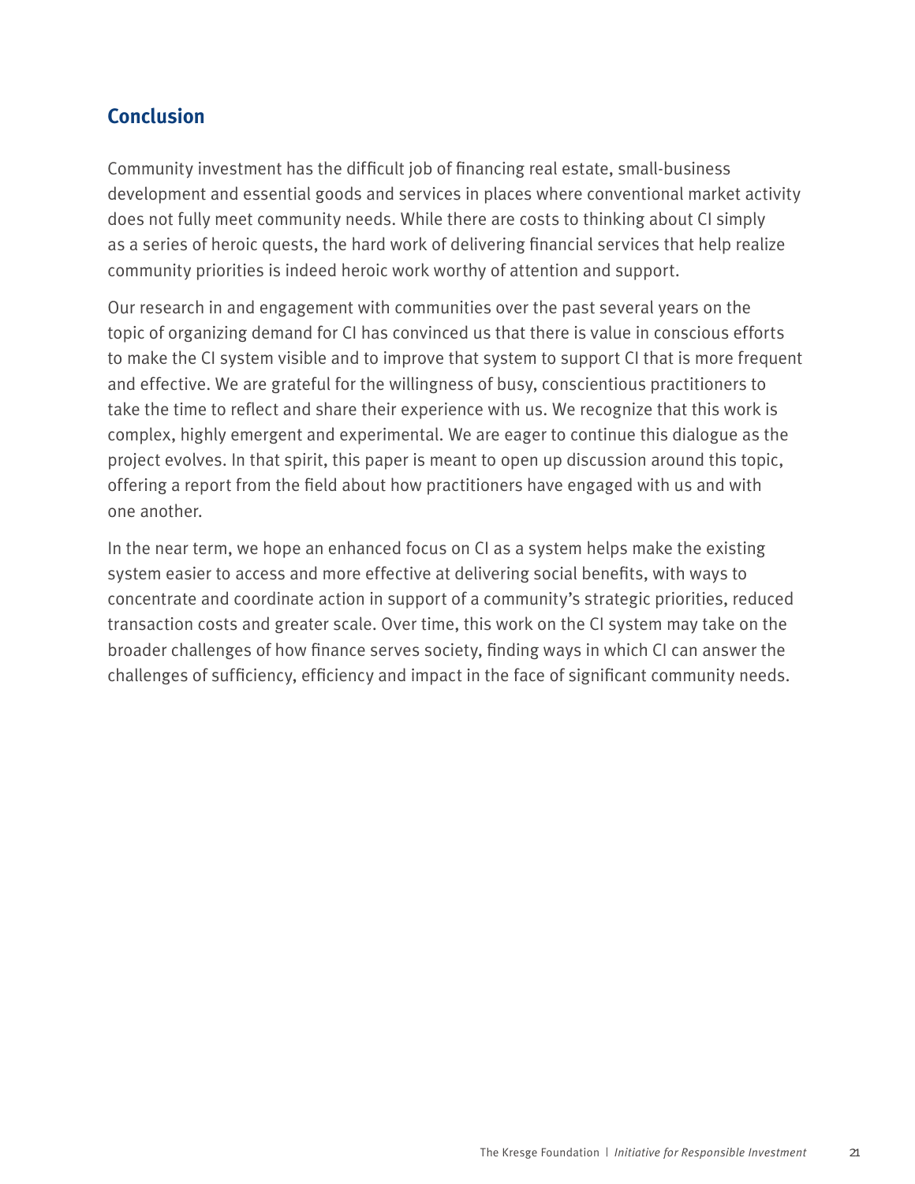## Conclusion

Community investment has the difficult job of financing real estate, small-business development and essential goods and services in places where conventional market activity does not fully meet community needs. While there are costs to thinking about CI simply as a series of heroic quests, the hard work of delivering financial services that help realize community priorities is indeed heroic work worthy of attention and support.

Our research in and engagement with communities over the past several years on the topic of organizing demand for CI has convinced us that there is value in conscious efforts to make the CI system visible and to improve that system to support CI that is more frequent and effective. We are grateful for the willingness of busy, conscientious practitioners to take the time to reflect and share their experience with us. We recognize that this work is complex, highly emergent and experimental. We are eager to continue this dialogue as the project evolves. In that spirit, this paper is meant to open up discussion around this topic, offering a report from the field about how practitioners have engaged with us and with one another.

In the near term, we hope an enhanced focus on CI as a system helps make the existing system easier to access and more effective at delivering social benefits, with ways to concentrate and coordinate action in support of a community's strategic priorities, reduced transaction costs and greater scale. Over time, this work on the CI system may take on the broader challenges of how finance serves society, finding ways in which CI can answer the challenges of sufficiency, efficiency and impact in the face of significant community needs.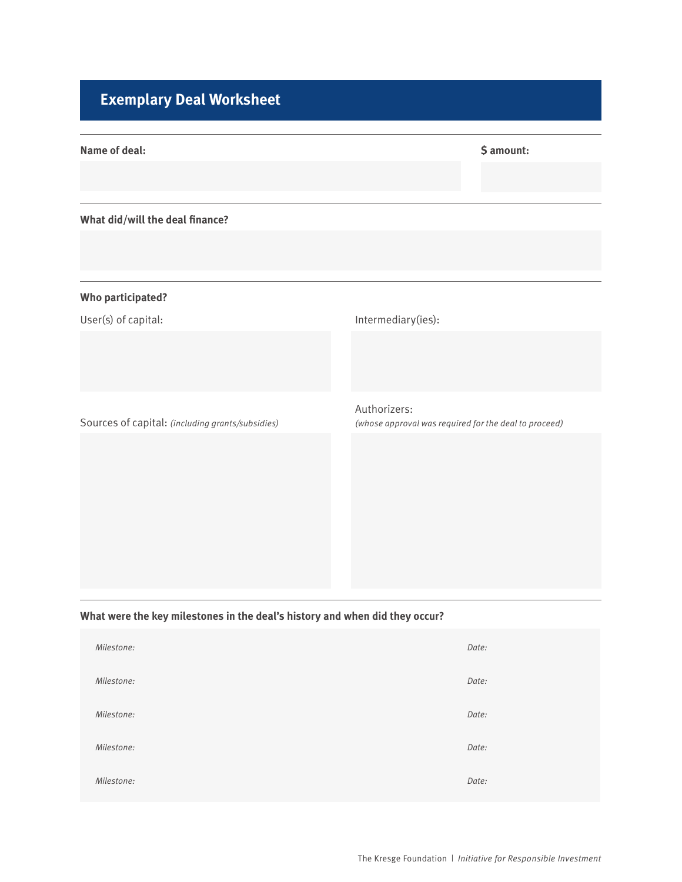# Exemplary Deal Worksheet

**Name of deal:**

**$ amount:**

**What did/will the deal finance?**

**Who participated?**

User(s) of capital:

Intermediary(ies):

Sources of capital: *(including grants/subsidies)*

Authorizers:
*(whose approval was required for the deal to proceed)*

**What were the key milestones in the deal's history and when did they occur?**

| *Milestone:* | *Date:* |
| --- | --- |
| *Milestone:* | *Date:* |
| *Milestone:* | *Date:* |
| *Milestone:* | *Date:* |
| *Milestone:* | *Date:* |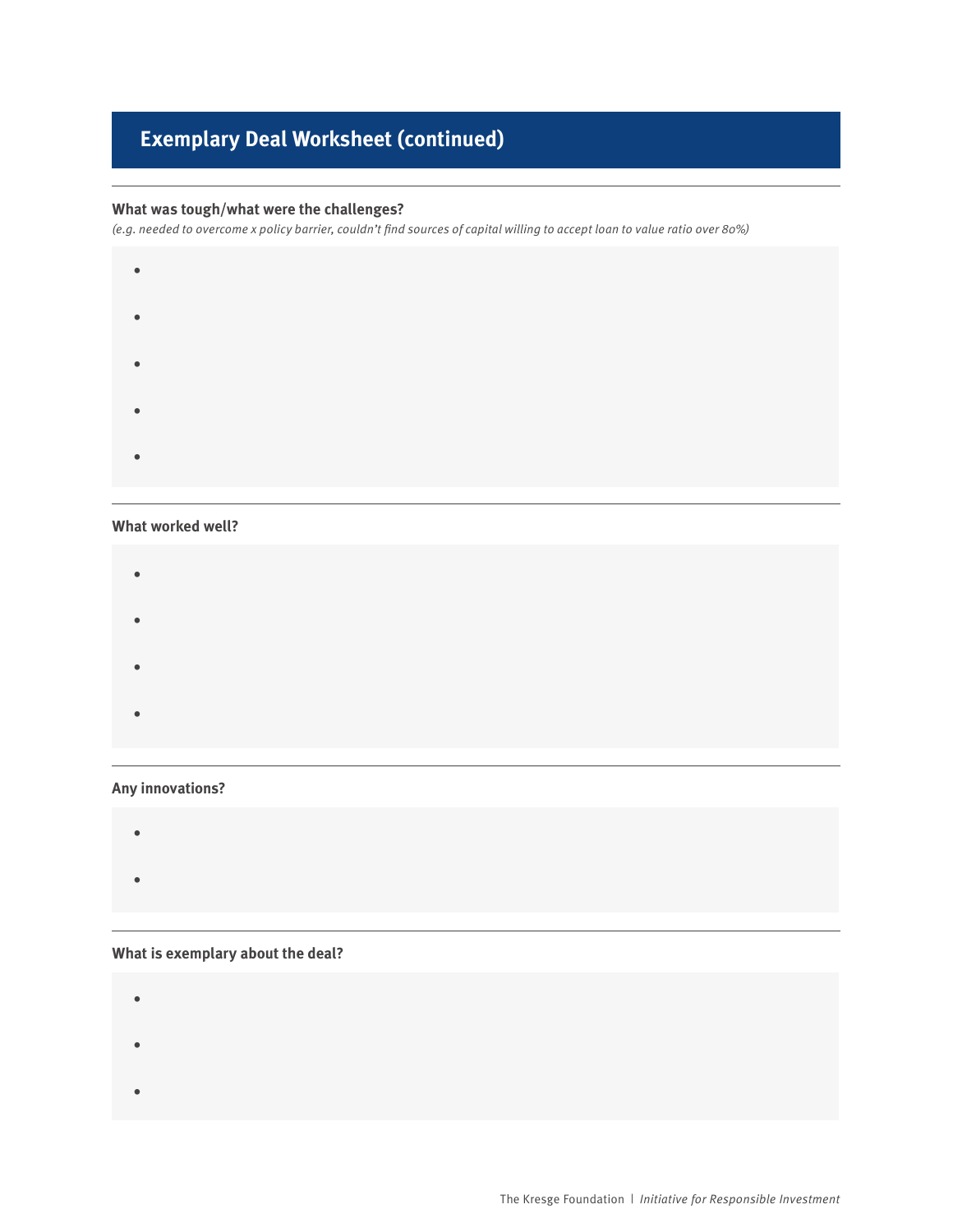# Exemplary Deal Worksheet (continued)

**What was tough/what were the challenges?**

*(e.g. needed to overcome x policy barrier, couldn't find sources of capital willing to accept loan to value ratio over 80%)*

- 
- 
- 
- 
- 

**What worked well?**

- 
- 
- 
- 

**Any innovations?**

- 
- 

**What is exemplary about the deal?**

- 
- 
-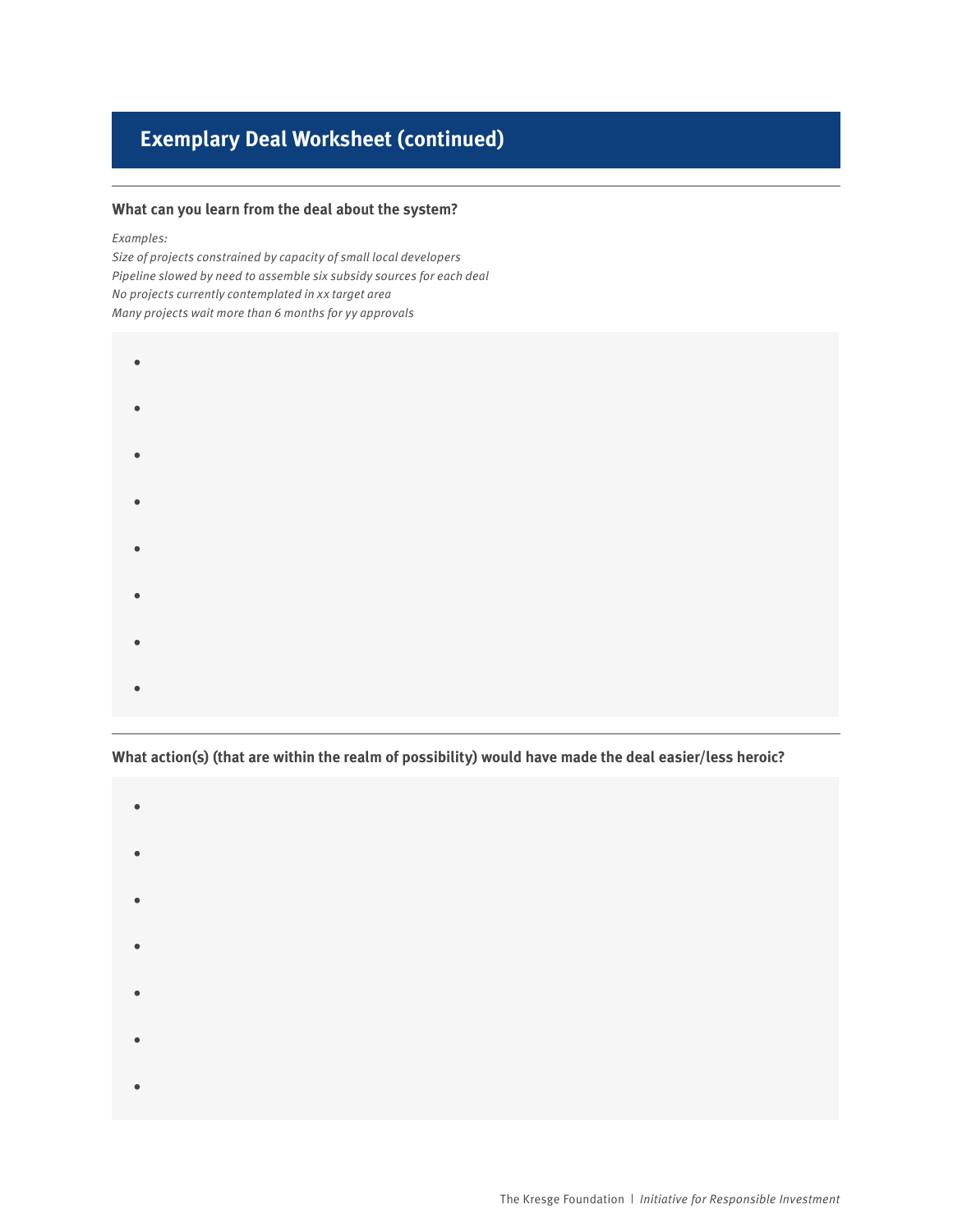## Exemplary Deal Worksheet (continued)

**What can you learn from the deal about the system?**

*Examples:*
*Size of projects constrained by capacity of small local developers*
*Pipeline slowed by need to assemble six subsidy sources for each deal*
*No projects currently contemplated in xx target area*
*Many projects wait more than 6 months for yy approvals*

- 
- 
- 
- 
- 
- 
- 
- 

**What action(s) (that are within the realm of possibility) would have made the deal easier/less heroic?**

- 
- 
- 
- 
- 
- 
-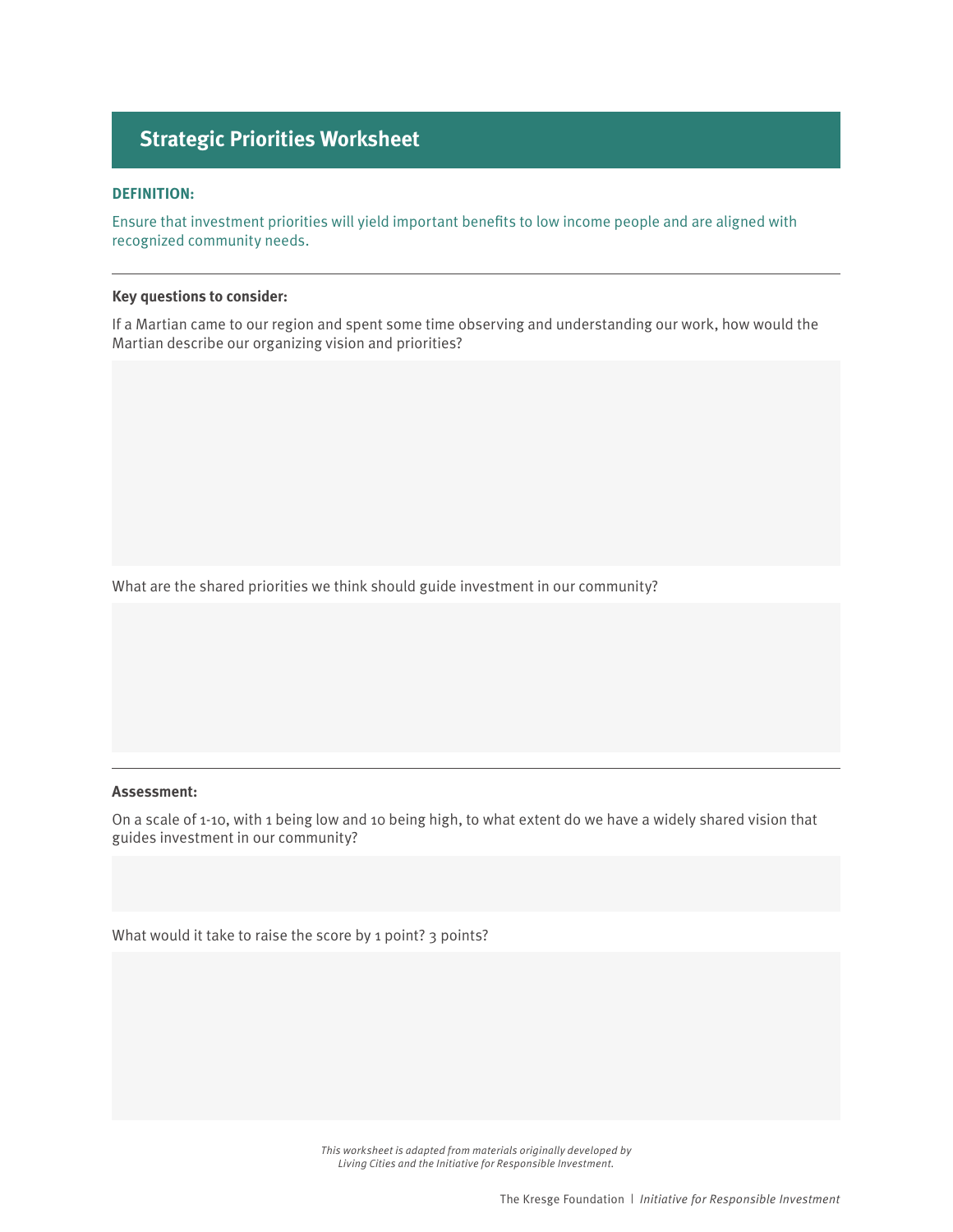# Strategic Priorities Worksheet

**DEFINITION:**

Ensure that investment priorities will yield important benefits to low income people and are aligned with recognized community needs.

---

**Key questions to consider:**

If a Martian came to our region and spent some time observing and understanding our work, how would the Martian describe our organizing vision and priorities?

What are the shared priorities we think should guide investment in our community?

---

**Assessment:**

On a scale of 1-10, with 1 being low and 10 being high, to what extent do we have a widely shared vision that guides investment in our community?

What would it take to raise the score by 1 point? 3 points?

*This worksheet is adapted from materials originally developed by Living Cities and the Initiative for Responsible Investment.*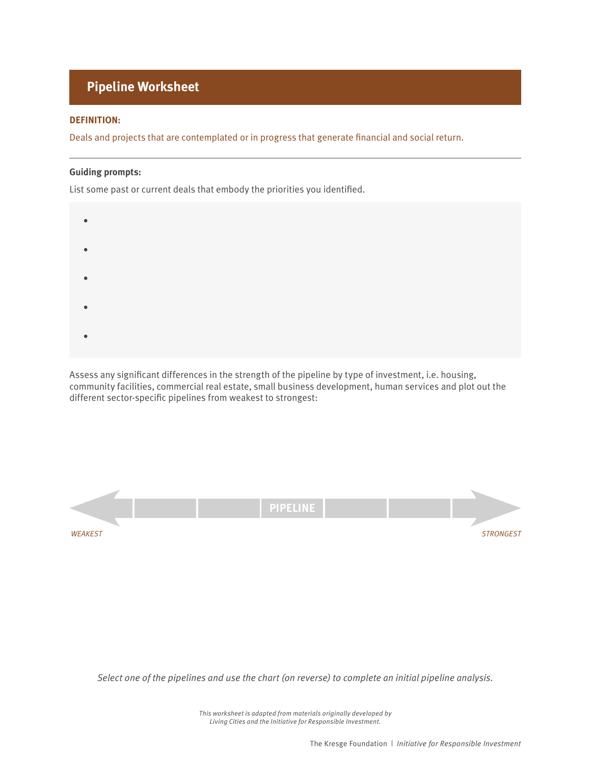# Pipeline Worksheet

**DEFINITION:**

Deals and projects that are contemplated or in progress that generate financial and social return.

---

**Guiding prompts:**

List some past or current deals that embody the priorities you identified.

- 
- 
- 
- 
- 

Assess any significant differences in the strength of the pipeline by type of investment, i.e. housing, community facilities, commercial real estate, small business development, human services and plot out the different sector-specific pipelines from weakest to strongest:

PIPELINE

*WEAKEST* — *STRONGEST*

*Select one of the pipelines and use the chart (on reverse) to complete an initial pipeline analysis.*

*This worksheet is adapted from materials originally developed by Living Cities and the Initiative for Responsible Investment.*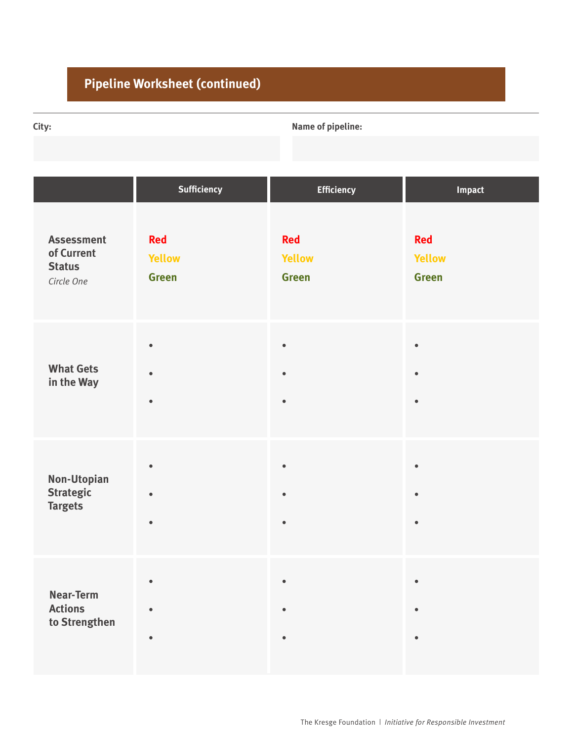## Pipeline Worksheet (continued)

**City:**

**Name of pipeline:**

| | Sufficiency | Efficiency | Impact |
|---|---|---|---|
| **Assessment of Current Status** *Circle One* | Red<br>Yellow<br>Green | Red<br>Yellow<br>Green | Red<br>Yellow<br>Green |
| **What Gets in the Way** | •<br>•<br>• | •<br>•<br>• | •<br>•<br>• |
| **Non-Utopian Strategic Targets** | •<br>•<br>• | •<br>•<br>• | •<br>•<br>• |
| **Near-Term Actions to Strengthen** | •<br>•<br>• | •<br>•<br>• | •<br>•<br>• |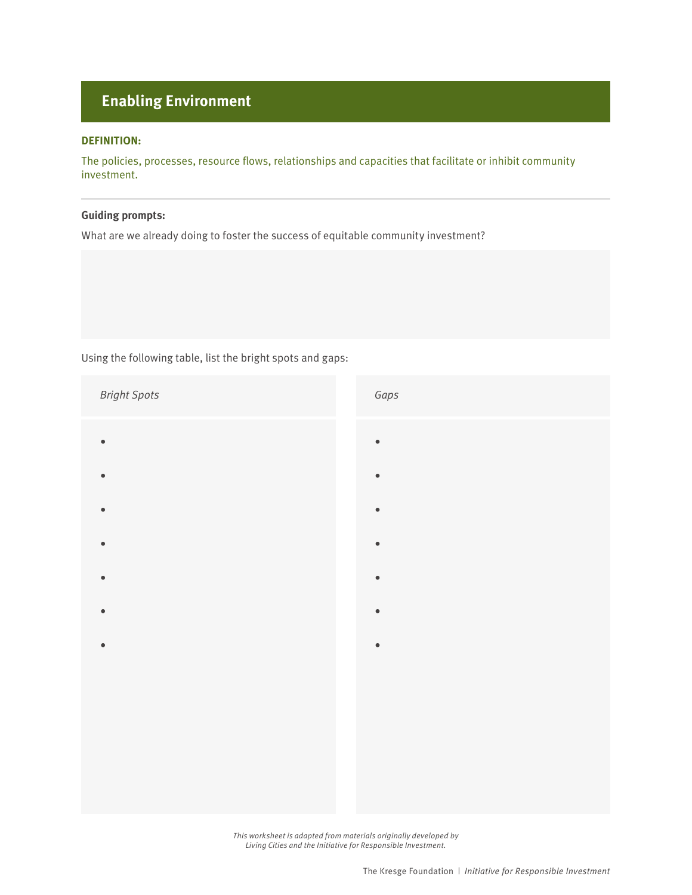## Enabling Environment

**DEFINITION:**

The policies, processes, resource flows, relationships and capacities that facilitate or inhibit community investment.

---

**Guiding prompts:**

What are we already doing to foster the success of equitable community investment?

Using the following table, list the bright spots and gaps:

| *Bright Spots* | *Gaps* |
| --- | --- |
| • | • |
| • | • |
| • | • |
| • | • |
| • | • |
| • | • |
| • | • |

*This worksheet is adapted from materials originally developed by Living Cities and the Initiative for Responsible Investment.*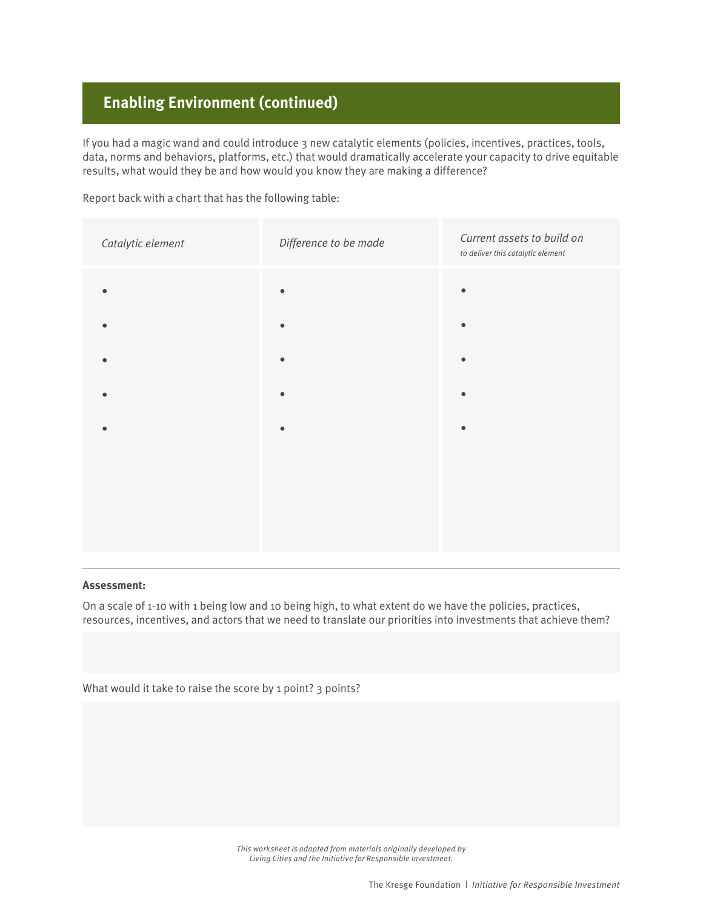## Enabling Environment (continued)

If you had a magic wand and could introduce 3 new catalytic elements (policies, incentives, practices, tools, data, norms and behaviors, platforms, etc.) that would dramatically accelerate your capacity to drive equitable results, what would they be and how would you know they are making a difference?

Report back with a chart that has the following table:

| *Catalytic element* | *Difference to be made* | *Current assets to build on* *to deliver this catalytic element* |
|---|---|---|
| • | • | • |
| • | • | • |
| • | • | • |
| • | • | • |
| • | • | • |

---

**Assessment:**

On a scale of 1-10 with 1 being low and 10 being high, to what extent do we have the policies, practices, resources, incentives, and actors that we need to translate our priorities into investments that achieve them?

What would it take to raise the score by 1 point? 3 points?

*This worksheet is adapted from materials originally developed by Living Cities and the Initiative for Responsible Investment.*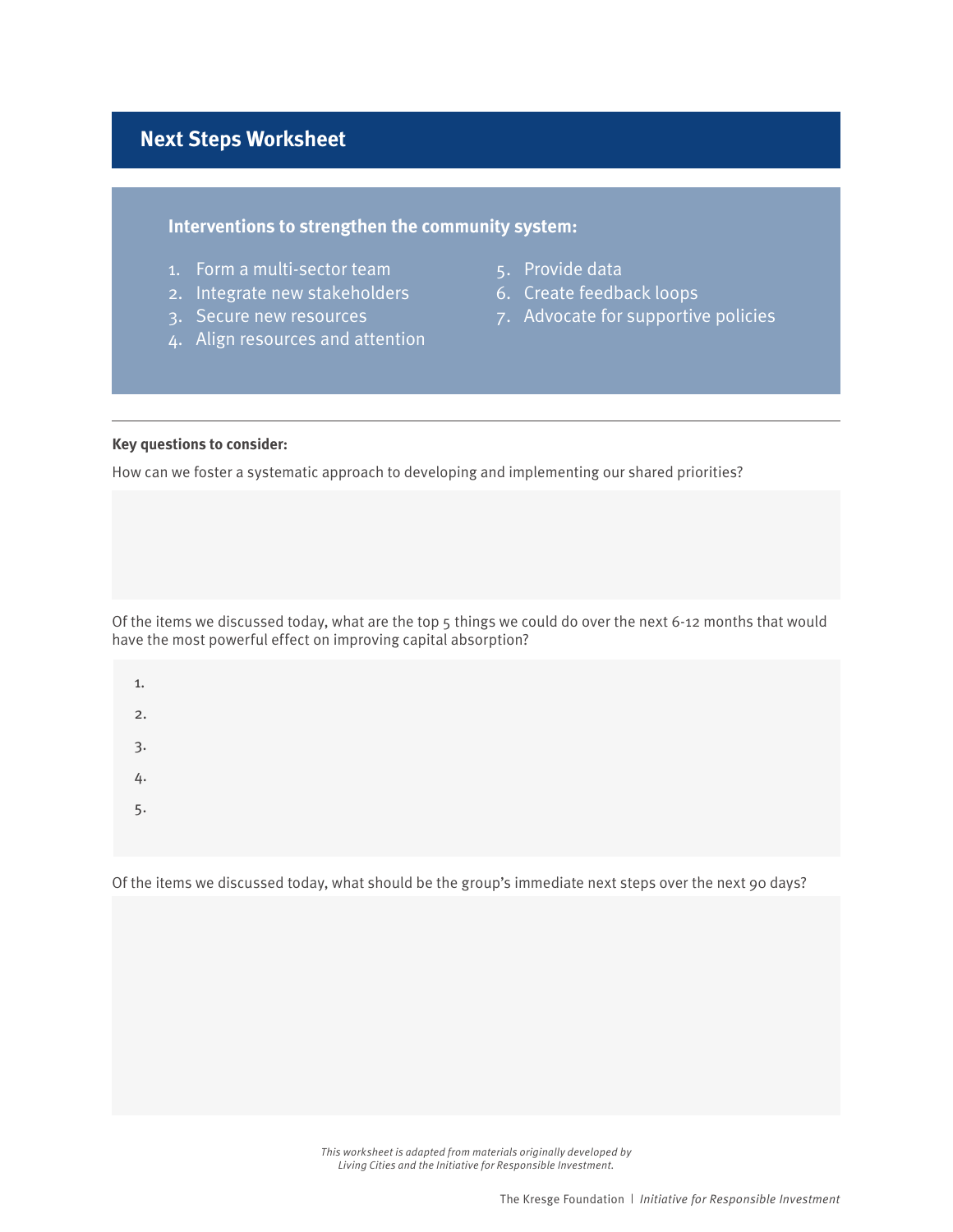# Next Steps Worksheet

**Interventions to strengthen the community system:**

1. Form a multi-sector team
2. Integrate new stakeholders
3. Secure new resources
4. Align resources and attention
5. Provide data
6. Create feedback loops
7. Advocate for supportive policies

---

**Key questions to consider:**

How can we foster a systematic approach to developing and implementing our shared priorities?

Of the items we discussed today, what are the top 5 things we could do over the next 6-12 months that would have the most powerful effect on improving capital absorption?

1.
2.
3.
4.
5.

Of the items we discussed today, what should be the group's immediate next steps over the next 90 days?

*This worksheet is adapted from materials originally developed by Living Cities and the Initiative for Responsible Investment.*